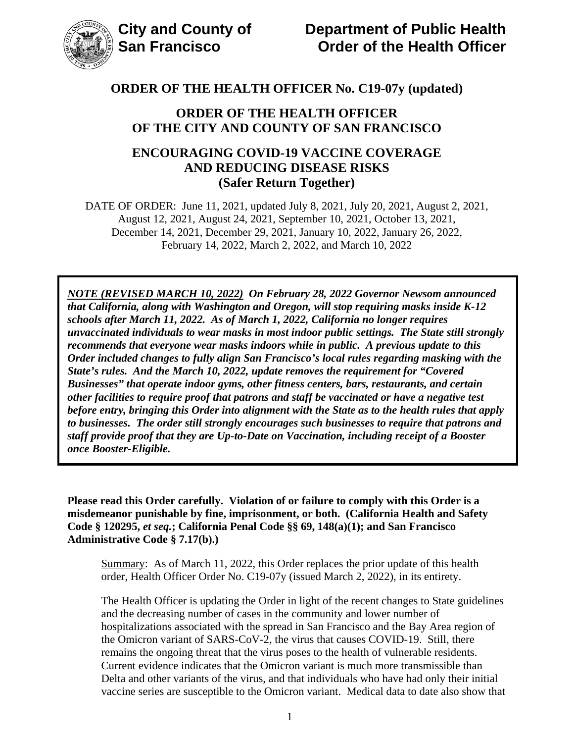**City and County of San Francisco**

**Department of Public Health**
**Order of the Health Officer**

# ORDER OF THE HEALTH OFFICER No. C19-07y (updated)

## ORDER OF THE HEALTH OFFICER OF THE CITY AND COUNTY OF SAN FRANCISCO

## ENCOURAGING COVID-19 VACCINE COVERAGE AND REDUCING DISEASE RISKS (Safer Return Together)

DATE OF ORDER: June 11, 2021, updated July 8, 2021, July 20, 2021, August 2, 2021, August 12, 2021, August 24, 2021, September 10, 2021, October 13, 2021, December 14, 2021, December 29, 2021, January 10, 2022, January 26, 2022, February 14, 2022, March 2, 2022, and March 10, 2022

***NOTE (REVISED MARCH 10, 2022)*** ***On February 28, 2022 Governor Newsom announced that California, along with Washington and Oregon, will stop requiring masks inside K-12 schools after March 11, 2022. As of March 1, 2022, California no longer requires unvaccinated individuals to wear masks in most indoor public settings. The State still strongly recommends that everyone wear masks indoors while in public. A previous update to this Order included changes to fully align San Francisco's local rules regarding masking with the State's rules. And the March 10, 2022, update removes the requirement for "Covered Businesses" that operate indoor gyms, other fitness centers, bars, restaurants, and certain other facilities to require proof that patrons and staff be vaccinated or have a negative test before entry, bringing this Order into alignment with the State as to the health rules that apply to businesses. The order still strongly encourages such businesses to require that patrons and staff provide proof that they are Up-to-Date on Vaccination, including receipt of a Booster once Booster-Eligible.***

**Please read this Order carefully. Violation of or failure to comply with this Order is a misdemeanor punishable by fine, imprisonment, or both. (California Health and Safety Code § 120295, *et seq.*; California Penal Code §§ 69, 148(a)(1); and San Francisco Administrative Code § 7.17(b).)**

Summary: As of March 11, 2022, this Order replaces the prior update of this health order, Health Officer Order No. C19-07y (issued March 2, 2022), in its entirety.

The Health Officer is updating the Order in light of the recent changes to State guidelines and the decreasing number of cases in the community and lower number of hospitalizations associated with the spread in San Francisco and the Bay Area region of the Omicron variant of SARS-CoV-2, the virus that causes COVID-19. Still, there remains the ongoing threat that the virus poses to the health of vulnerable residents. Current evidence indicates that the Omicron variant is much more transmissible than Delta and other variants of the virus, and that individuals who have had only their initial vaccine series are susceptible to the Omicron variant. Medical data to date also show that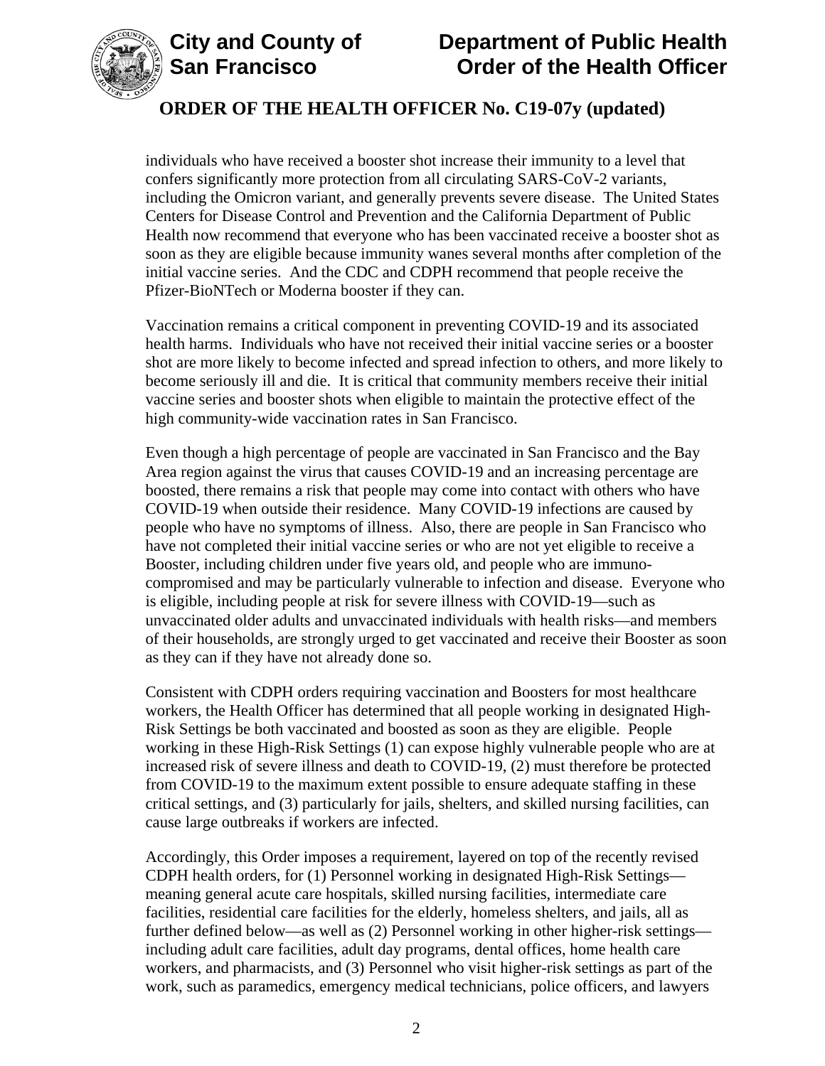individuals who have received a booster shot increase their immunity to a level that confers significantly more protection from all circulating SARS-CoV-2 variants, including the Omicron variant, and generally prevents severe disease. The United States Centers for Disease Control and Prevention and the California Department of Public Health now recommend that everyone who has been vaccinated receive a booster shot as soon as they are eligible because immunity wanes several months after completion of the initial vaccine series. And the CDC and CDPH recommend that people receive the Pfizer-BioNTech or Moderna booster if they can.

Vaccination remains a critical component in preventing COVID-19 and its associated health harms. Individuals who have not received their initial vaccine series or a booster shot are more likely to become infected and spread infection to others, and more likely to become seriously ill and die. It is critical that community members receive their initial vaccine series and booster shots when eligible to maintain the protective effect of the high community-wide vaccination rates in San Francisco.

Even though a high percentage of people are vaccinated in San Francisco and the Bay Area region against the virus that causes COVID-19 and an increasing percentage are boosted, there remains a risk that people may come into contact with others who have COVID-19 when outside their residence. Many COVID-19 infections are caused by people who have no symptoms of illness. Also, there are people in San Francisco who have not completed their initial vaccine series or who are not yet eligible to receive a Booster, including children under five years old, and people who are immuno-compromised and may be particularly vulnerable to infection and disease. Everyone who is eligible, including people at risk for severe illness with COVID-19—such as unvaccinated older adults and unvaccinated individuals with health risks—and members of their households, are strongly urged to get vaccinated and receive their Booster as soon as they can if they have not already done so.

Consistent with CDPH orders requiring vaccination and Boosters for most healthcare workers, the Health Officer has determined that all people working in designated High-Risk Settings be both vaccinated and boosted as soon as they are eligible. People working in these High-Risk Settings (1) can expose highly vulnerable people who are at increased risk of severe illness and death to COVID-19, (2) must therefore be protected from COVID-19 to the maximum extent possible to ensure adequate staffing in these critical settings, and (3) particularly for jails, shelters, and skilled nursing facilities, can cause large outbreaks if workers are infected.

Accordingly, this Order imposes a requirement, layered on top of the recently revised CDPH health orders, for (1) Personnel working in designated High-Risk Settings—meaning general acute care hospitals, skilled nursing facilities, intermediate care facilities, residential care facilities for the elderly, homeless shelters, and jails, all as further defined below—as well as (2) Personnel working in other higher-risk settings—including adult care facilities, adult day programs, dental offices, home health care workers, and pharmacists, and (3) Personnel who visit higher-risk settings as part of the work, such as paramedics, emergency medical technicians, police officers, and lawyers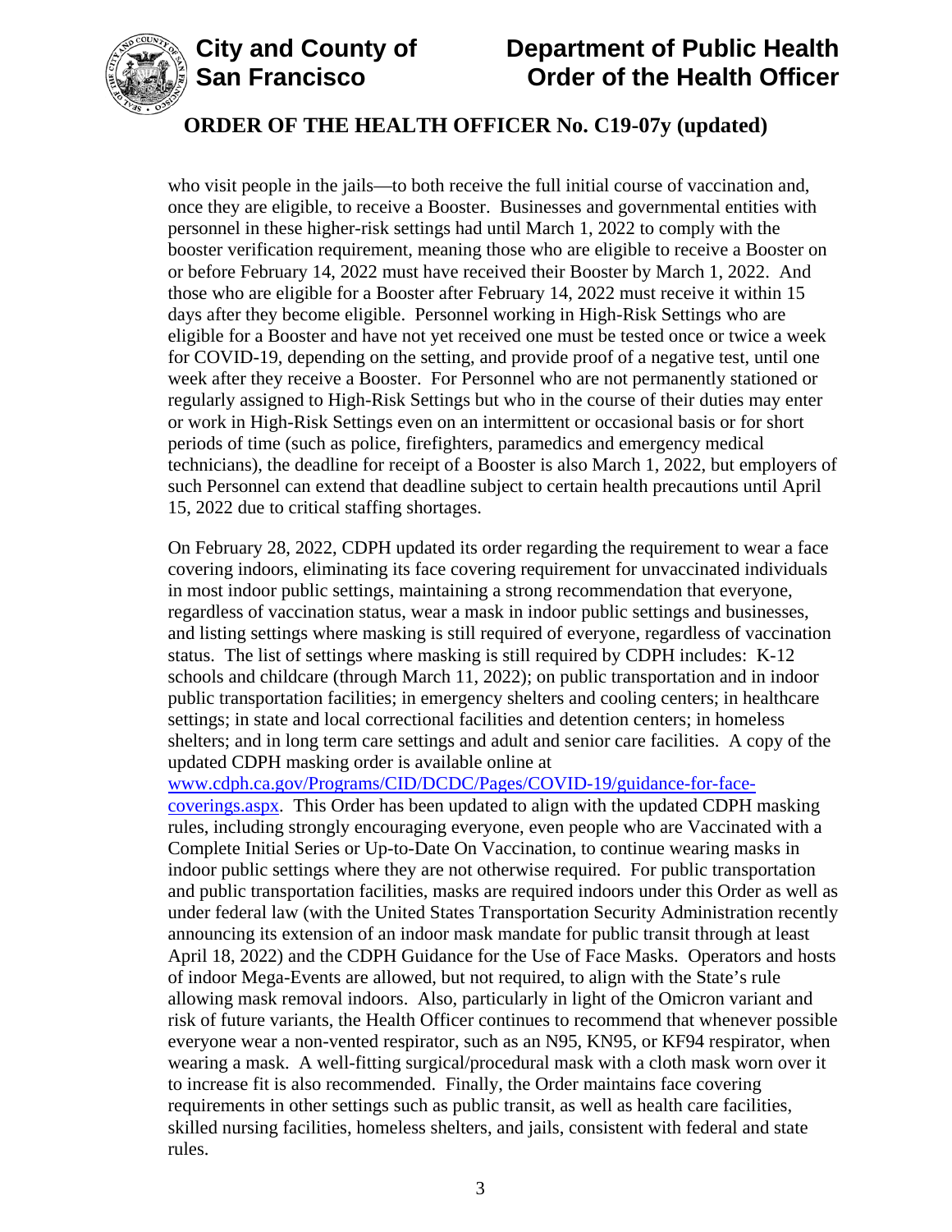who visit people in the jails—to both receive the full initial course of vaccination and, once they are eligible, to receive a Booster. Businesses and governmental entities with personnel in these higher-risk settings had until March 1, 2022 to comply with the booster verification requirement, meaning those who are eligible to receive a Booster on or before February 14, 2022 must have received their Booster by March 1, 2022. And those who are eligible for a Booster after February 14, 2022 must receive it within 15 days after they become eligible. Personnel working in High-Risk Settings who are eligible for a Booster and have not yet received one must be tested once or twice a week for COVID-19, depending on the setting, and provide proof of a negative test, until one week after they receive a Booster. For Personnel who are not permanently stationed or regularly assigned to High-Risk Settings but who in the course of their duties may enter or work in High-Risk Settings even on an intermittent or occasional basis or for short periods of time (such as police, firefighters, paramedics and emergency medical technicians), the deadline for receipt of a Booster is also March 1, 2022, but employers of such Personnel can extend that deadline subject to certain health precautions until April 15, 2022 due to critical staffing shortages.

On February 28, 2022, CDPH updated its order regarding the requirement to wear a face covering indoors, eliminating its face covering requirement for unvaccinated individuals in most indoor public settings, maintaining a strong recommendation that everyone, regardless of vaccination status, wear a mask in indoor public settings and businesses, and listing settings where masking is still required of everyone, regardless of vaccination status. The list of settings where masking is still required by CDPH includes: K-12 schools and childcare (through March 11, 2022); on public transportation and in indoor public transportation facilities; in emergency shelters and cooling centers; in healthcare settings; in state and local correctional facilities and detention centers; in homeless shelters; and in long term care settings and adult and senior care facilities. A copy of the updated CDPH masking order is available online at [www.cdph.ca.gov/Programs/CID/DCDC/Pages/COVID-19/guidance-for-face-coverings.aspx](www.cdph.ca.gov/Programs/CID/DCDC/Pages/COVID-19/guidance-for-face-coverings.aspx). This Order has been updated to align with the updated CDPH masking rules, including strongly encouraging everyone, even people who are Vaccinated with a Complete Initial Series or Up-to-Date On Vaccination, to continue wearing masks in indoor public settings where they are not otherwise required. For public transportation and public transportation facilities, masks are required indoors under this Order as well as under federal law (with the United States Transportation Security Administration recently announcing its extension of an indoor mask mandate for public transit through at least April 18, 2022) and the CDPH Guidance for the Use of Face Masks. Operators and hosts of indoor Mega-Events are allowed, but not required, to align with the State's rule allowing mask removal indoors. Also, particularly in light of the Omicron variant and risk of future variants, the Health Officer continues to recommend that whenever possible everyone wear a non-vented respirator, such as an N95, KN95, or KF94 respirator, when wearing a mask. A well-fitting surgical/procedural mask with a cloth mask worn over it to increase fit is also recommended. Finally, the Order maintains face covering requirements in other settings such as public transit, as well as health care facilities, skilled nursing facilities, homeless shelters, and jails, consistent with federal and state rules.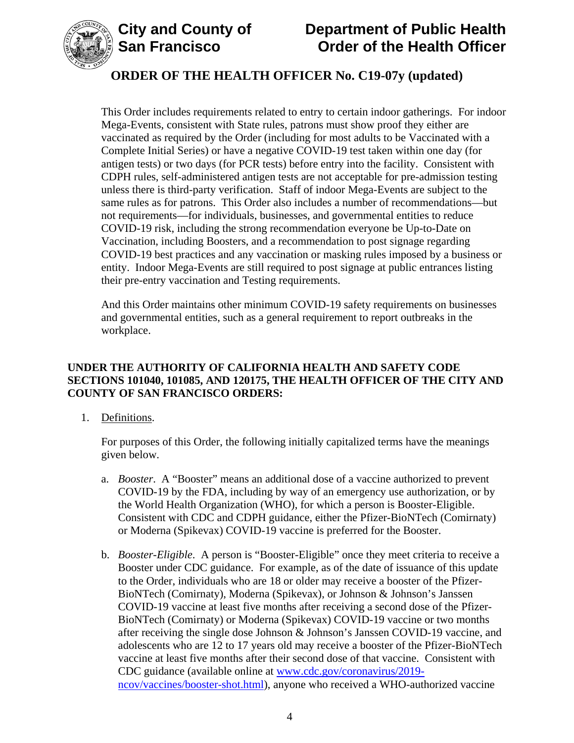This Order includes requirements related to entry to certain indoor gatherings. For indoor Mega-Events, consistent with State rules, patrons must show proof they either are vaccinated as required by the Order (including for most adults to be Vaccinated with a Complete Initial Series) or have a negative COVID-19 test taken within one day (for antigen tests) or two days (for PCR tests) before entry into the facility. Consistent with CDPH rules, self-administered antigen tests are not acceptable for pre-admission testing unless there is third-party verification. Staff of indoor Mega-Events are subject to the same rules as for patrons. This Order also includes a number of recommendations—but not requirements—for individuals, businesses, and governmental entities to reduce COVID-19 risk, including the strong recommendation everyone be Up-to-Date on Vaccination, including Boosters, and a recommendation to post signage regarding COVID-19 best practices and any vaccination or masking rules imposed by a business or entity. Indoor Mega-Events are still required to post signage at public entrances listing their pre-entry vaccination and Testing requirements.

And this Order maintains other minimum COVID-19 safety requirements on businesses and governmental entities, such as a general requirement to report outbreaks in the workplace.

**UNDER THE AUTHORITY OF CALIFORNIA HEALTH AND SAFETY CODE SECTIONS 101040, 101085, AND 120175, THE HEALTH OFFICER OF THE CITY AND COUNTY OF SAN FRANCISCO ORDERS:**

1. Definitions.

   For purposes of this Order, the following initially capitalized terms have the meanings given below.

   a. *Booster*. A "Booster" means an additional dose of a vaccine authorized to prevent COVID-19 by the FDA, including by way of an emergency use authorization, or by the World Health Organization (WHO), for which a person is Booster-Eligible. Consistent with CDC and CDPH guidance, either the Pfizer-BioNTech (Comirnaty) or Moderna (Spikevax) COVID-19 vaccine is preferred for the Booster.

   b. *Booster-Eligible*. A person is "Booster-Eligible" once they meet criteria to receive a Booster under CDC guidance. For example, as of the date of issuance of this update to the Order, individuals who are 18 or older may receive a booster of the Pfizer-BioNTech (Comirnaty), Moderna (Spikevax), or Johnson & Johnson's Janssen COVID-19 vaccine at least five months after receiving a second dose of the Pfizer-BioNTech (Comirnaty) or Moderna (Spikevax) COVID-19 vaccine or two months after receiving the single dose Johnson & Johnson's Janssen COVID-19 vaccine, and adolescents who are 12 to 17 years old may receive a booster of the Pfizer-BioNTech vaccine at least five months after their second dose of that vaccine. Consistent with CDC guidance (available online at [www.cdc.gov/coronavirus/2019-ncov/vaccines/booster-shot.html](www.cdc.gov/coronavirus/2019-ncov/vaccines/booster-shot.html)), anyone who received a WHO-authorized vaccine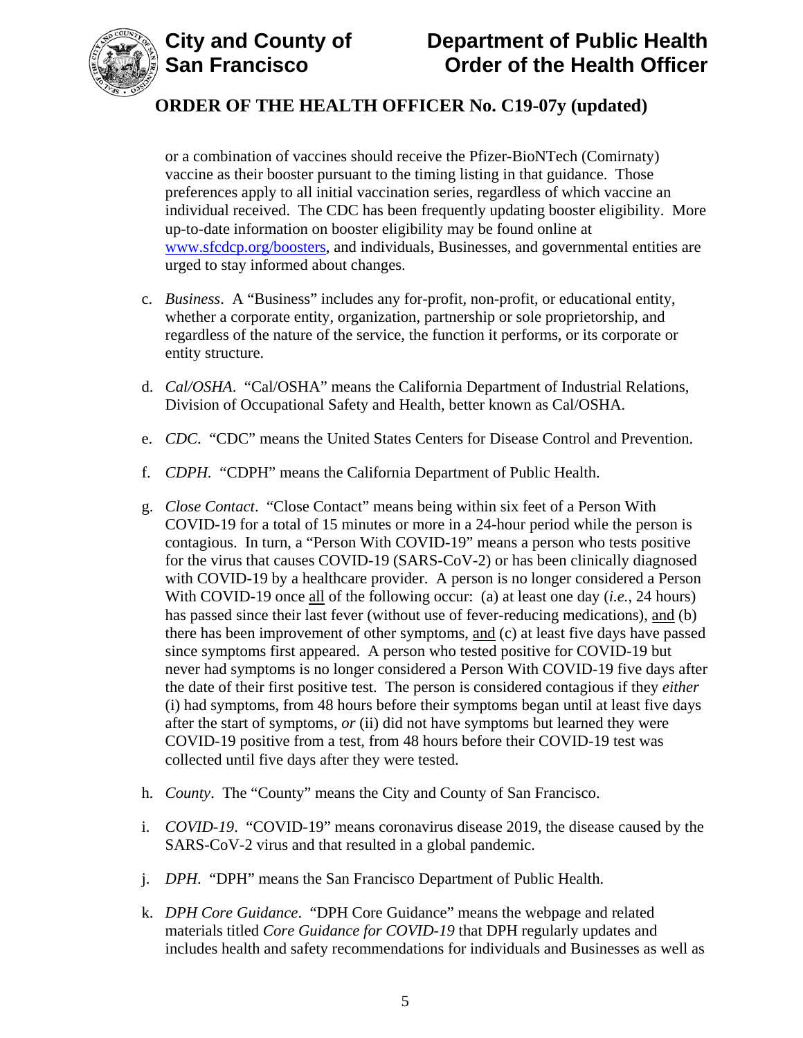or a combination of vaccines should receive the Pfizer-BioNTech (Comirnaty) vaccine as their booster pursuant to the timing listing in that guidance. Those preferences apply to all initial vaccination series, regardless of which vaccine an individual received. The CDC has been frequently updating booster eligibility. More up-to-date information on booster eligibility may be found online at www.sfcdcp.org/boosters, and individuals, Businesses, and governmental entities are urged to stay informed about changes.

c. *Business*. A "Business" includes any for-profit, non-profit, or educational entity, whether a corporate entity, organization, partnership or sole proprietorship, and regardless of the nature of the service, the function it performs, or its corporate or entity structure.

d. *Cal/OSHA*. "Cal/OSHA" means the California Department of Industrial Relations, Division of Occupational Safety and Health, better known as Cal/OSHA.

e. *CDC*. "CDC" means the United States Centers for Disease Control and Prevention.

f. *CDPH*. "CDPH" means the California Department of Public Health.

g. *Close Contact*. "Close Contact" means being within six feet of a Person With COVID-19 for a total of 15 minutes or more in a 24-hour period while the person is contagious. In turn, a "Person With COVID-19" means a person who tests positive for the virus that causes COVID-19 (SARS-CoV-2) or has been clinically diagnosed with COVID-19 by a healthcare provider. A person is no longer considered a Person With COVID-19 once all of the following occur: (a) at least one day (*i.e.*, 24 hours) has passed since their last fever (without use of fever-reducing medications), and (b) there has been improvement of other symptoms, and (c) at least five days have passed since symptoms first appeared. A person who tested positive for COVID-19 but never had symptoms is no longer considered a Person With COVID-19 five days after the date of their first positive test. The person is considered contagious if they *either* (i) had symptoms, from 48 hours before their symptoms began until at least five days after the start of symptoms, *or* (ii) did not have symptoms but learned they were COVID-19 positive from a test, from 48 hours before their COVID-19 test was collected until five days after they were tested.

h. *County*. The "County" means the City and County of San Francisco.

i. *COVID-19*. "COVID-19" means coronavirus disease 2019, the disease caused by the SARS-CoV-2 virus and that resulted in a global pandemic.

j. *DPH*. "DPH" means the San Francisco Department of Public Health.

k. *DPH Core Guidance*. "DPH Core Guidance" means the webpage and related materials titled *Core Guidance for COVID-19* that DPH regularly updates and includes health and safety recommendations for individuals and Businesses as well as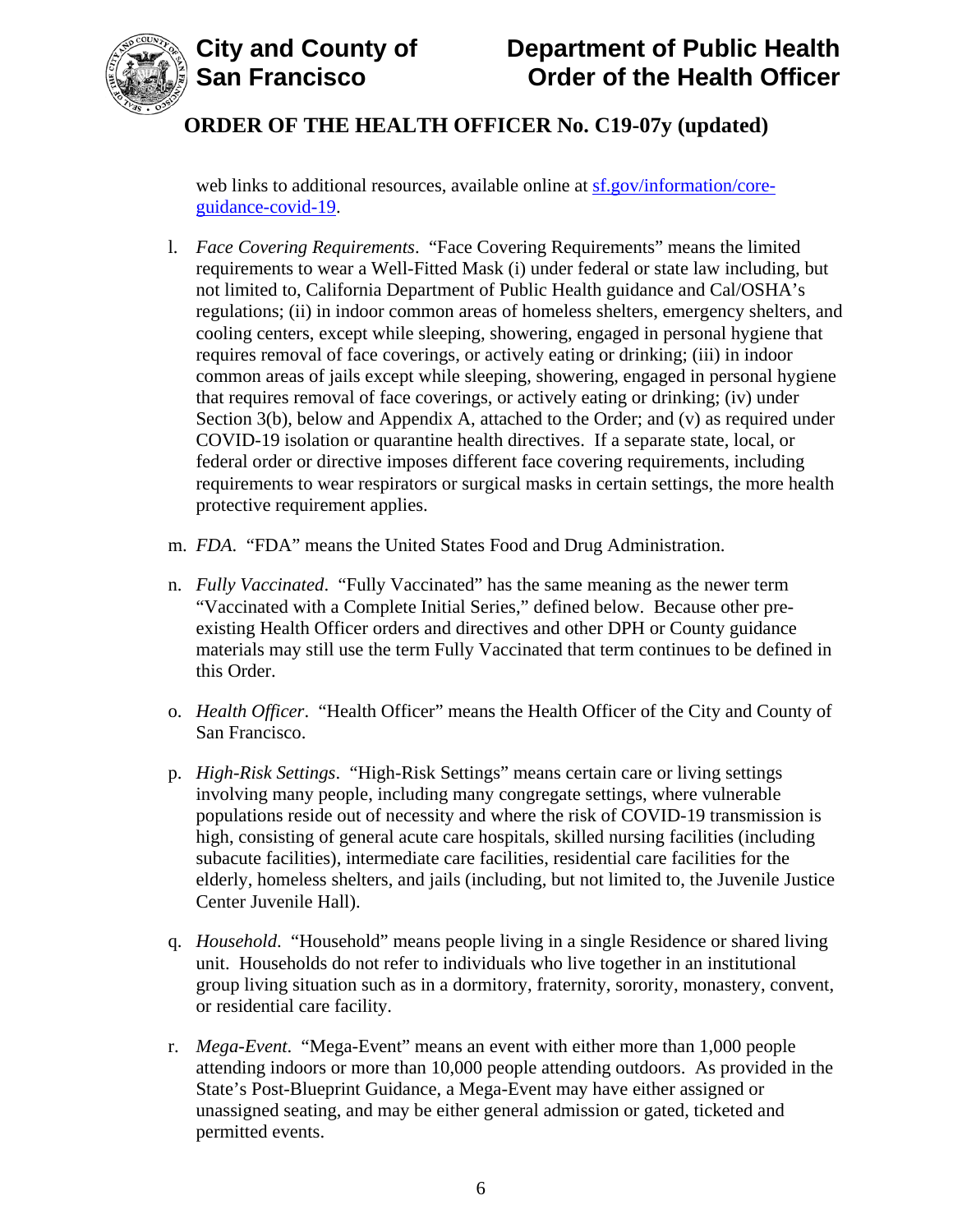web links to additional resources, available online at [sf.gov/information/core-guidance-covid-19](sf.gov/information/core-guidance-covid-19).

l. *Face Covering Requirements*. "Face Covering Requirements" means the limited requirements to wear a Well-Fitted Mask (i) under federal or state law including, but not limited to, California Department of Public Health guidance and Cal/OSHA's regulations; (ii) in indoor common areas of homeless shelters, emergency shelters, and cooling centers, except while sleeping, showering, engaged in personal hygiene that requires removal of face coverings, or actively eating or drinking; (iii) in indoor common areas of jails except while sleeping, showering, engaged in personal hygiene that requires removal of face coverings, or actively eating or drinking; (iv) under Section 3(b), below and Appendix A, attached to the Order; and (v) as required under COVID-19 isolation or quarantine health directives. If a separate state, local, or federal order or directive imposes different face covering requirements, including requirements to wear respirators or surgical masks in certain settings, the more health protective requirement applies.

m. *FDA*. "FDA" means the United States Food and Drug Administration.

n. *Fully Vaccinated*. "Fully Vaccinated" has the same meaning as the newer term "Vaccinated with a Complete Initial Series," defined below. Because other pre-existing Health Officer orders and directives and other DPH or County guidance materials may still use the term Fully Vaccinated that term continues to be defined in this Order.

o. *Health Officer*. "Health Officer" means the Health Officer of the City and County of San Francisco.

p. *High-Risk Settings*. "High-Risk Settings" means certain care or living settings involving many people, including many congregate settings, where vulnerable populations reside out of necessity and where the risk of COVID-19 transmission is high, consisting of general acute care hospitals, skilled nursing facilities (including subacute facilities), intermediate care facilities, residential care facilities for the elderly, homeless shelters, and jails (including, but not limited to, the Juvenile Justice Center Juvenile Hall).

q. *Household*. "Household" means people living in a single Residence or shared living unit. Households do not refer to individuals who live together in an institutional group living situation such as in a dormitory, fraternity, sorority, monastery, convent, or residential care facility.

r. *Mega-Event*. "Mega-Event" means an event with either more than 1,000 people attending indoors or more than 10,000 people attending outdoors. As provided in the State's Post-Blueprint Guidance, a Mega-Event may have either assigned or unassigned seating, and may be either general admission or gated, ticketed and permitted events.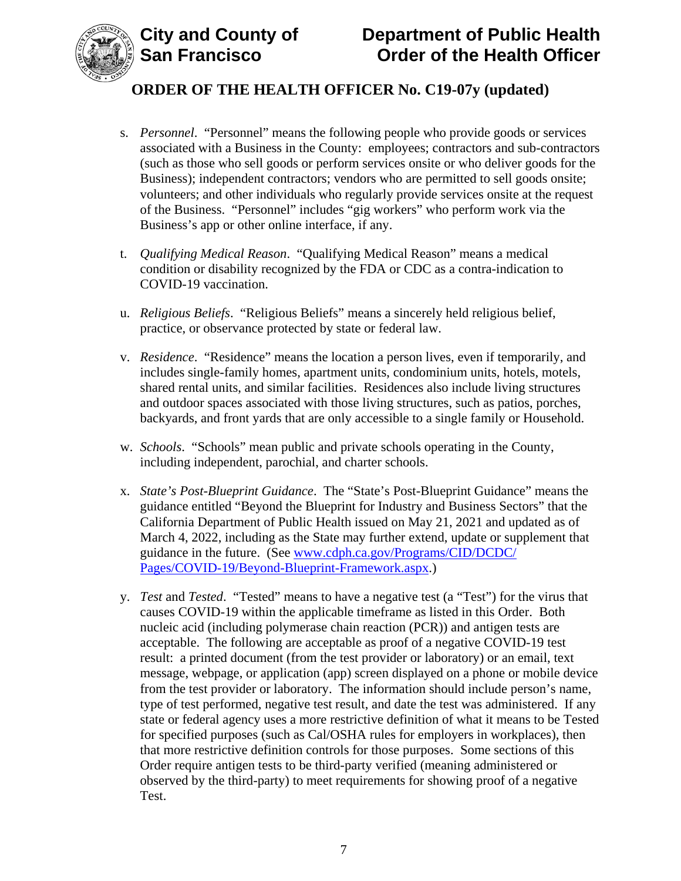s. *Personnel*. "Personnel" means the following people who provide goods or services associated with a Business in the County: employees; contractors and sub-contractors (such as those who sell goods or perform services onsite or who deliver goods for the Business); independent contractors; vendors who are permitted to sell goods onsite; volunteers; and other individuals who regularly provide services onsite at the request of the Business. "Personnel" includes "gig workers" who perform work via the Business's app or other online interface, if any.

t. *Qualifying Medical Reason*. "Qualifying Medical Reason" means a medical condition or disability recognized by the FDA or CDC as a contra-indication to COVID-19 vaccination.

u. *Religious Beliefs*. "Religious Beliefs" means a sincerely held religious belief, practice, or observance protected by state or federal law.

v. *Residence*. "Residence" means the location a person lives, even if temporarily, and includes single-family homes, apartment units, condominium units, hotels, motels, shared rental units, and similar facilities. Residences also include living structures and outdoor spaces associated with those living structures, such as patios, porches, backyards, and front yards that are only accessible to a single family or Household.

w. *Schools*. "Schools" mean public and private schools operating in the County, including independent, parochial, and charter schools.

x. *State's Post-Blueprint Guidance*. The "State's Post-Blueprint Guidance" means the guidance entitled "Beyond the Blueprint for Industry and Business Sectors" that the California Department of Public Health issued on May 21, 2021 and updated as of March 4, 2022, including as the State may further extend, update or supplement that guidance in the future. (See [www.cdph.ca.gov/Programs/CID/DCDC/Pages/COVID-19/Beyond-Blueprint-Framework.aspx](www.cdph.ca.gov/Programs/CID/DCDC/Pages/COVID-19/Beyond-Blueprint-Framework.aspx).)

y. *Test* and *Tested*. "Tested" means to have a negative test (a "Test") for the virus that causes COVID-19 within the applicable timeframe as listed in this Order. Both nucleic acid (including polymerase chain reaction (PCR)) and antigen tests are acceptable. The following are acceptable as proof of a negative COVID-19 test result: a printed document (from the test provider or laboratory) or an email, text message, webpage, or application (app) screen displayed on a phone or mobile device from the test provider or laboratory. The information should include person's name, type of test performed, negative test result, and date the test was administered. If any state or federal agency uses a more restrictive definition of what it means to be Tested for specified purposes (such as Cal/OSHA rules for employers in workplaces), then that more restrictive definition controls for those purposes. Some sections of this Order require antigen tests to be third-party verified (meaning administered or observed by the third-party) to meet requirements for showing proof of a negative Test.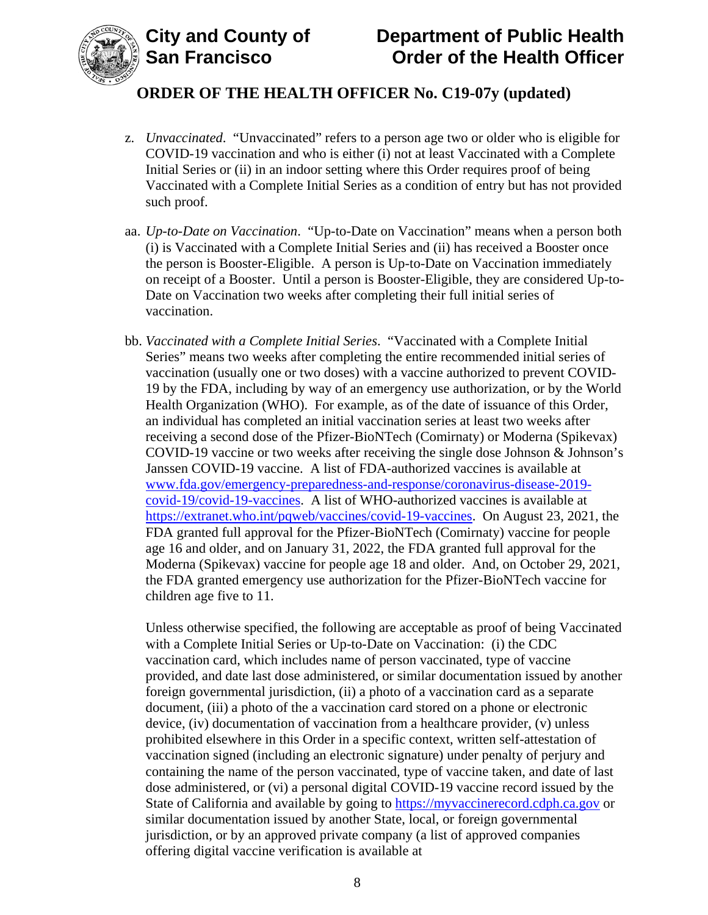z. *Unvaccinated*. "Unvaccinated" refers to a person age two or older who is eligible for COVID-19 vaccination and who is either (i) not at least Vaccinated with a Complete Initial Series or (ii) in an indoor setting where this Order requires proof of being Vaccinated with a Complete Initial Series as a condition of entry but has not provided such proof.

aa. *Up-to-Date on Vaccination*. "Up-to-Date on Vaccination" means when a person both (i) is Vaccinated with a Complete Initial Series and (ii) has received a Booster once the person is Booster-Eligible. A person is Up-to-Date on Vaccination immediately on receipt of a Booster. Until a person is Booster-Eligible, they are considered Up-to-Date on Vaccination two weeks after completing their full initial series of vaccination.

bb. *Vaccinated with a Complete Initial Series*. "Vaccinated with a Complete Initial Series" means two weeks after completing the entire recommended initial series of vaccination (usually one or two doses) with a vaccine authorized to prevent COVID-19 by the FDA, including by way of an emergency use authorization, or by the World Health Organization (WHO). For example, as of the date of issuance of this Order, an individual has completed an initial vaccination series at least two weeks after receiving a second dose of the Pfizer-BioNTech (Comirnaty) or Moderna (Spikevax) COVID-19 vaccine or two weeks after receiving the single dose Johnson & Johnson's Janssen COVID-19 vaccine. A list of FDA-authorized vaccines is available at [www.fda.gov/emergency-preparedness-and-response/coronavirus-disease-2019-covid-19/covid-19-vaccines](www.fda.gov/emergency-preparedness-and-response/coronavirus-disease-2019-covid-19/covid-19-vaccines). A list of WHO-authorized vaccines is available at [https://extranet.who.int/pqweb/vaccines/covid-19-vaccines](https://extranet.who.int/pqweb/vaccines/covid-19-vaccines). On August 23, 2021, the FDA granted full approval for the Pfizer-BioNTech (Comirnaty) vaccine for people age 16 and older, and on January 31, 2022, the FDA granted full approval for the Moderna (Spikevax) vaccine for people age 18 and older. And, on October 29, 2021, the FDA granted emergency use authorization for the Pfizer-BioNTech vaccine for children age five to 11.

Unless otherwise specified, the following are acceptable as proof of being Vaccinated with a Complete Initial Series or Up-to-Date on Vaccination: (i) the CDC vaccination card, which includes name of person vaccinated, type of vaccine provided, and date last dose administered, or similar documentation issued by another foreign governmental jurisdiction, (ii) a photo of a vaccination card as a separate document, (iii) a photo of the a vaccination card stored on a phone or electronic device, (iv) documentation of vaccination from a healthcare provider, (v) unless prohibited elsewhere in this Order in a specific context, written self-attestation of vaccination signed (including an electronic signature) under penalty of perjury and containing the name of the person vaccinated, type of vaccine taken, and date of last dose administered, or (vi) a personal digital COVID-19 vaccine record issued by the State of California and available by going to [https://myvaccinerecord.cdph.ca.gov](https://myvaccinerecord.cdph.ca.gov) or similar documentation issued by another State, local, or foreign governmental jurisdiction, or by an approved private company (a list of approved companies offering digital vaccine verification is available at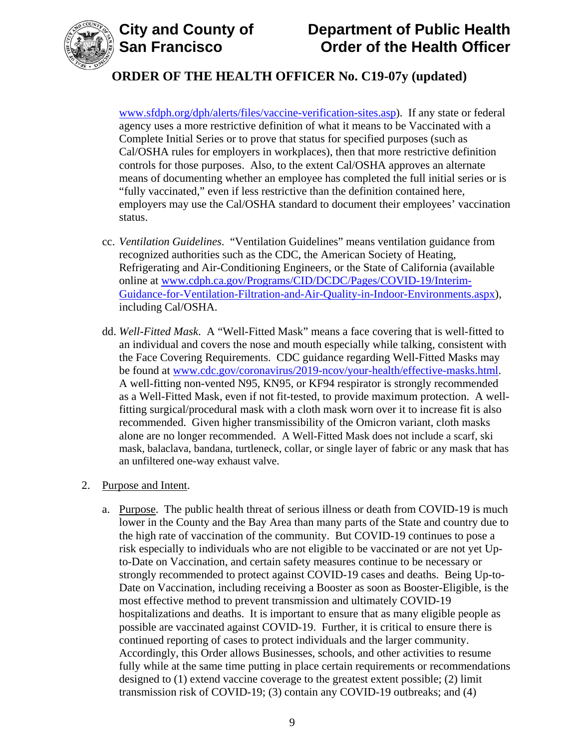www.sfdph.org/dph/alerts/files/vaccine-verification-sites.asp). If any state or federal agency uses a more restrictive definition of what it means to be Vaccinated with a Complete Initial Series or to prove that status for specified purposes (such as Cal/OSHA rules for employers in workplaces), then that more restrictive definition controls for those purposes. Also, to the extent Cal/OSHA approves an alternate means of documenting whether an employee has completed the full initial series or is "fully vaccinated," even if less restrictive than the definition contained here, employers may use the Cal/OSHA standard to document their employees' vaccination status.

cc. *Ventilation Guidelines*. "Ventilation Guidelines" means ventilation guidance from recognized authorities such as the CDC, the American Society of Heating, Refrigerating and Air-Conditioning Engineers, or the State of California (available online at www.cdph.ca.gov/Programs/CID/DCDC/Pages/COVID-19/Interim-Guidance-for-Ventilation-Filtration-and-Air-Quality-in-Indoor-Environments.aspx), including Cal/OSHA.

dd. *Well-Fitted Mask*. A "Well-Fitted Mask" means a face covering that is well-fitted to an individual and covers the nose and mouth especially while talking, consistent with the Face Covering Requirements. CDC guidance regarding Well-Fitted Masks may be found at www.cdc.gov/coronavirus/2019-ncov/your-health/effective-masks.html. A well-fitting non-vented N95, KN95, or KF94 respirator is strongly recommended as a Well-Fitted Mask, even if not fit-tested, to provide maximum protection. A well-fitting surgical/procedural mask with a cloth mask worn over it to increase fit is also recommended. Given higher transmissibility of the Omicron variant, cloth masks alone are no longer recommended. A Well-Fitted Mask does not include a scarf, ski mask, balaclava, bandana, turtleneck, collar, or single layer of fabric or any mask that has an unfiltered one-way exhaust valve.

2. Purpose and Intent.

   a. Purpose. The public health threat of serious illness or death from COVID-19 is much lower in the County and the Bay Area than many parts of the State and country due to the high rate of vaccination of the community. But COVID-19 continues to pose a risk especially to individuals who are not eligible to be vaccinated or are not yet Up-to-Date on Vaccination, and certain safety measures continue to be necessary or strongly recommended to protect against COVID-19 cases and deaths. Being Up-to-Date on Vaccination, including receiving a Booster as soon as Booster-Eligible, is the most effective method to prevent transmission and ultimately COVID-19 hospitalizations and deaths. It is important to ensure that as many eligible people as possible are vaccinated against COVID-19. Further, it is critical to ensure there is continued reporting of cases to protect individuals and the larger community. Accordingly, this Order allows Businesses, schools, and other activities to resume fully while at the same time putting in place certain requirements or recommendations designed to (1) extend vaccine coverage to the greatest extent possible; (2) limit transmission risk of COVID-19; (3) contain any COVID-19 outbreaks; and (4)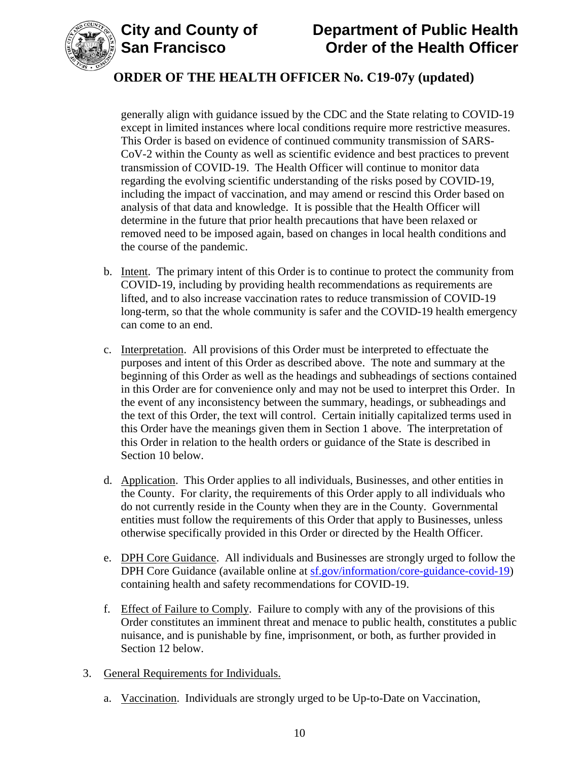generally align with guidance issued by the CDC and the State relating to COVID-19 except in limited instances where local conditions require more restrictive measures. This Order is based on evidence of continued community transmission of SARS-CoV-2 within the County as well as scientific evidence and best practices to prevent transmission of COVID-19. The Health Officer will continue to monitor data regarding the evolving scientific understanding of the risks posed by COVID-19, including the impact of vaccination, and may amend or rescind this Order based on analysis of that data and knowledge. It is possible that the Health Officer will determine in the future that prior health precautions that have been relaxed or removed need to be imposed again, based on changes in local health conditions and the course of the pandemic.

b. Intent. The primary intent of this Order is to continue to protect the community from COVID-19, including by providing health recommendations as requirements are lifted, and to also increase vaccination rates to reduce transmission of COVID-19 long-term, so that the whole community is safer and the COVID-19 health emergency can come to an end.

c. Interpretation. All provisions of this Order must be interpreted to effectuate the purposes and intent of this Order as described above. The note and summary at the beginning of this Order as well as the headings and subheadings of sections contained in this Order are for convenience only and may not be used to interpret this Order. In the event of any inconsistency between the summary, headings, or subheadings and the text of this Order, the text will control. Certain initially capitalized terms used in this Order have the meanings given them in Section 1 above. The interpretation of this Order in relation to the health orders or guidance of the State is described in Section 10 below.

d. Application. This Order applies to all individuals, Businesses, and other entities in the County. For clarity, the requirements of this Order apply to all individuals who do not currently reside in the County when they are in the County. Governmental entities must follow the requirements of this Order that apply to Businesses, unless otherwise specifically provided in this Order or directed by the Health Officer.

e. DPH Core Guidance. All individuals and Businesses are strongly urged to follow the DPH Core Guidance (available online at sf.gov/information/core-guidance-covid-19) containing health and safety recommendations for COVID-19.

f. Effect of Failure to Comply. Failure to comply with any of the provisions of this Order constitutes an imminent threat and menace to public health, constitutes a public nuisance, and is punishable by fine, imprisonment, or both, as further provided in Section 12 below.

3. General Requirements for Individuals.

   a. Vaccination. Individuals are strongly urged to be Up-to-Date on Vaccination,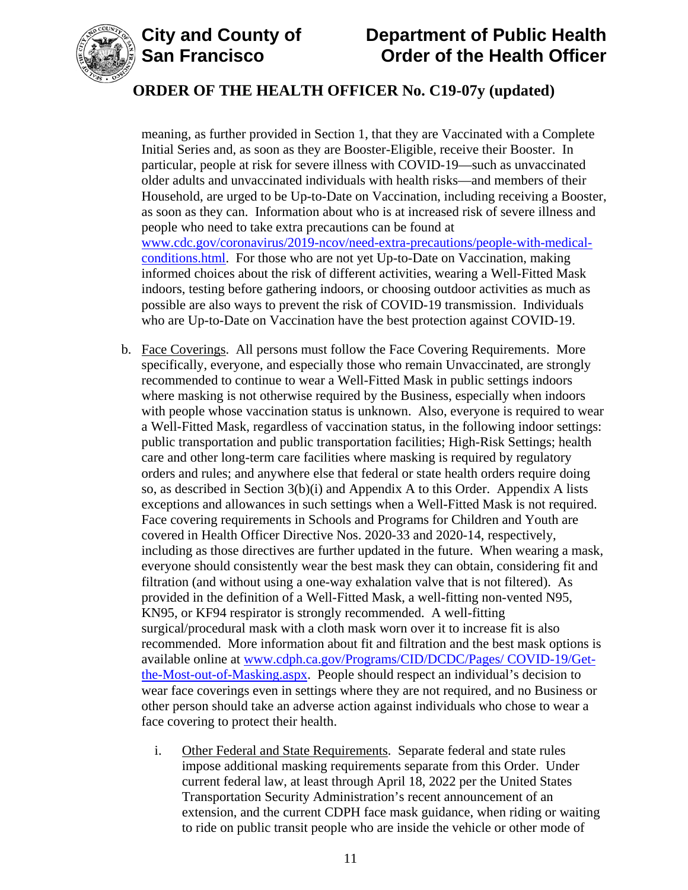meaning, as further provided in Section 1, that they are Vaccinated with a Complete Initial Series and, as soon as they are Booster-Eligible, receive their Booster. In particular, people at risk for severe illness with COVID-19—such as unvaccinated older adults and unvaccinated individuals with health risks—and members of their Household, are urged to be Up-to-Date on Vaccination, including receiving a Booster, as soon as they can. Information about who is at increased risk of severe illness and people who need to take extra precautions can be found at [www.cdc.gov/coronavirus/2019-ncov/need-extra-precautions/people-with-medical-conditions.html](www.cdc.gov/coronavirus/2019-ncov/need-extra-precautions/people-with-medical-conditions.html). For those who are not yet Up-to-Date on Vaccination, making informed choices about the risk of different activities, wearing a Well-Fitted Mask indoors, testing before gathering indoors, or choosing outdoor activities as much as possible are also ways to prevent the risk of COVID-19 transmission. Individuals who are Up-to-Date on Vaccination have the best protection against COVID-19.

b. Face Coverings. All persons must follow the Face Covering Requirements. More specifically, everyone, and especially those who remain Unvaccinated, are strongly recommended to continue to wear a Well-Fitted Mask in public settings indoors where masking is not otherwise required by the Business, especially when indoors with people whose vaccination status is unknown. Also, everyone is required to wear a Well-Fitted Mask, regardless of vaccination status, in the following indoor settings: public transportation and public transportation facilities; High-Risk Settings; health care and other long-term care facilities where masking is required by regulatory orders and rules; and anywhere else that federal or state health orders require doing so, as described in Section 3(b)(i) and Appendix A to this Order. Appendix A lists exceptions and allowances in such settings when a Well-Fitted Mask is not required. Face covering requirements in Schools and Programs for Children and Youth are covered in Health Officer Directive Nos. 2020-33 and 2020-14, respectively, including as those directives are further updated in the future. When wearing a mask, everyone should consistently wear the best mask they can obtain, considering fit and filtration (and without using a one-way exhalation valve that is not filtered). As provided in the definition of a Well-Fitted Mask, a well-fitting non-vented N95, KN95, or KF94 respirator is strongly recommended. A well-fitting surgical/procedural mask with a cloth mask worn over it to increase fit is also recommended. More information about fit and filtration and the best mask options is available online at [www.cdph.ca.gov/Programs/CID/DCDC/Pages/ COVID-19/Get-the-Most-out-of-Masking.aspx](www.cdph.ca.gov/Programs/CID/DCDC/Pages/COVID-19/Get-the-Most-out-of-Masking.aspx). People should respect an individual's decision to wear face coverings even in settings where they are not required, and no Business or other person should take an adverse action against individuals who chose to wear a face covering to protect their health.

   i. Other Federal and State Requirements. Separate federal and state rules impose additional masking requirements separate from this Order. Under current federal law, at least through April 18, 2022 per the United States Transportation Security Administration's recent announcement of an extension, and the current CDPH face mask guidance, when riding or waiting to ride on public transit people who are inside the vehicle or other mode of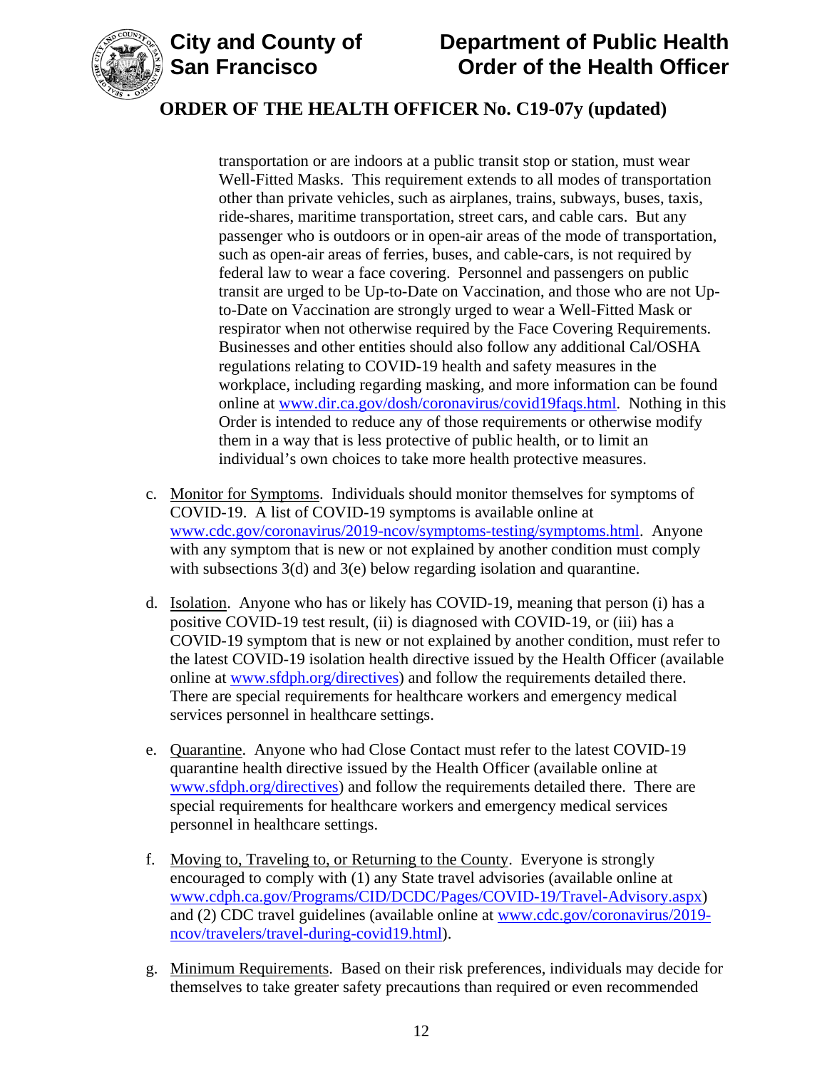transportation or are indoors at a public transit stop or station, must wear Well-Fitted Masks. This requirement extends to all modes of transportation other than private vehicles, such as airplanes, trains, subways, buses, taxis, ride-shares, maritime transportation, street cars, and cable cars. But any passenger who is outdoors or in open-air areas of the mode of transportation, such as open-air areas of ferries, buses, and cable-cars, is not required by federal law to wear a face covering. Personnel and passengers on public transit are urged to be Up-to-Date on Vaccination, and those who are not Up-to-Date on Vaccination are strongly urged to wear a Well-Fitted Mask or respirator when not otherwise required by the Face Covering Requirements. Businesses and other entities should also follow any additional Cal/OSHA regulations relating to COVID-19 health and safety measures in the workplace, including regarding masking, and more information can be found online at www.dir.ca.gov/dosh/coronavirus/covid19faqs.html. Nothing in this Order is intended to reduce any of those requirements or otherwise modify them in a way that is less protective of public health, or to limit an individual's own choices to take more health protective measures.

c. Monitor for Symptoms. Individuals should monitor themselves for symptoms of COVID-19. A list of COVID-19 symptoms is available online at www.cdc.gov/coronavirus/2019-ncov/symptoms-testing/symptoms.html. Anyone with any symptom that is new or not explained by another condition must comply with subsections 3(d) and 3(e) below regarding isolation and quarantine.

d. Isolation. Anyone who has or likely has COVID-19, meaning that person (i) has a positive COVID-19 test result, (ii) is diagnosed with COVID-19, or (iii) has a COVID-19 symptom that is new or not explained by another condition, must refer to the latest COVID-19 isolation health directive issued by the Health Officer (available online at www.sfdph.org/directives) and follow the requirements detailed there. There are special requirements for healthcare workers and emergency medical services personnel in healthcare settings.

e. Quarantine. Anyone who had Close Contact must refer to the latest COVID-19 quarantine health directive issued by the Health Officer (available online at www.sfdph.org/directives) and follow the requirements detailed there. There are special requirements for healthcare workers and emergency medical services personnel in healthcare settings.

f. Moving to, Traveling to, or Returning to the County. Everyone is strongly encouraged to comply with (1) any State travel advisories (available online at www.cdph.ca.gov/Programs/CID/DCDC/Pages/COVID-19/Travel-Advisory.aspx) and (2) CDC travel guidelines (available online at www.cdc.gov/coronavirus/2019-ncov/travelers/travel-during-covid19.html).

g. Minimum Requirements. Based on their risk preferences, individuals may decide for themselves to take greater safety precautions than required or even recommended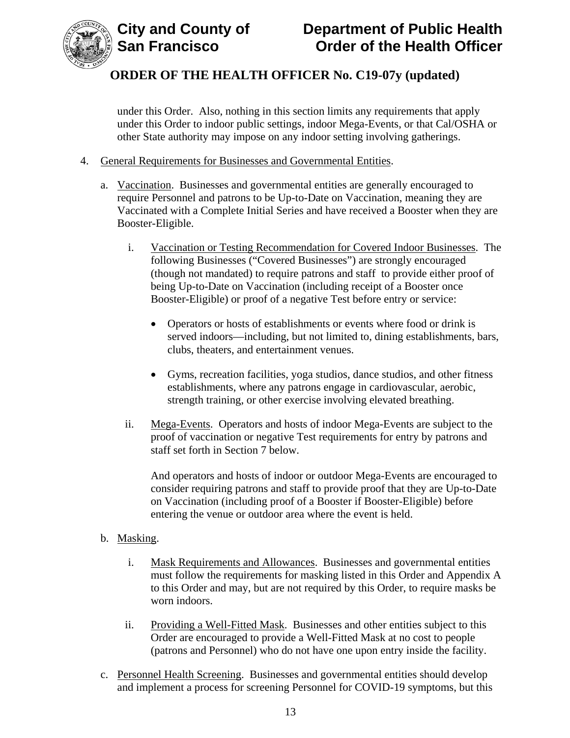under this Order. Also, nothing in this section limits any requirements that apply under this Order to indoor public settings, indoor Mega-Events, or that Cal/OSHA or other State authority may impose on any indoor setting involving gatherings.

4. General Requirements for Businesses and Governmental Entities.

   a. Vaccination. Businesses and governmental entities are generally encouraged to require Personnel and patrons to be Up-to-Date on Vaccination, meaning they are Vaccinated with a Complete Initial Series and have received a Booster when they are Booster-Eligible.

      i. Vaccination or Testing Recommendation for Covered Indoor Businesses. The following Businesses ("Covered Businesses") are strongly encouraged (though not mandated) to require patrons and staff to provide either proof of being Up-to-Date on Vaccination (including receipt of a Booster once Booster-Eligible) or proof of a negative Test before entry or service:

         - Operators or hosts of establishments or events where food or drink is served indoors—including, but not limited to, dining establishments, bars, clubs, theaters, and entertainment venues.

         - Gyms, recreation facilities, yoga studios, dance studios, and other fitness establishments, where any patrons engage in cardiovascular, aerobic, strength training, or other exercise involving elevated breathing.

      ii. Mega-Events. Operators and hosts of indoor Mega-Events are subject to the proof of vaccination or negative Test requirements for entry by patrons and staff set forth in Section 7 below.

         And operators and hosts of indoor or outdoor Mega-Events are encouraged to consider requiring patrons and staff to provide proof that they are Up-to-Date on Vaccination (including proof of a Booster if Booster-Eligible) before entering the venue or outdoor area where the event is held.

   b. Masking.

      i. Mask Requirements and Allowances. Businesses and governmental entities must follow the requirements for masking listed in this Order and Appendix A to this Order and may, but are not required by this Order, to require masks be worn indoors.

      ii. Providing a Well-Fitted Mask. Businesses and other entities subject to this Order are encouraged to provide a Well-Fitted Mask at no cost to people (patrons and Personnel) who do not have one upon entry inside the facility.

   c. Personnel Health Screening. Businesses and governmental entities should develop and implement a process for screening Personnel for COVID-19 symptoms, but this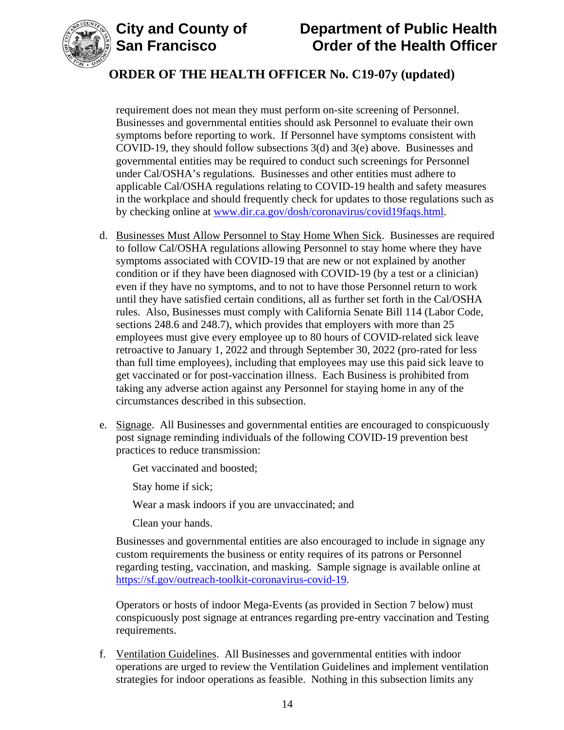requirement does not mean they must perform on-site screening of Personnel. Businesses and governmental entities should ask Personnel to evaluate their own symptoms before reporting to work. If Personnel have symptoms consistent with COVID-19, they should follow subsections 3(d) and 3(e) above. Businesses and governmental entities may be required to conduct such screenings for Personnel under Cal/OSHA's regulations. Businesses and other entities must adhere to applicable Cal/OSHA regulations relating to COVID-19 health and safety measures in the workplace and should frequently check for updates to those regulations such as by checking online at [www.dir.ca.gov/dosh/coronavirus/covid19faqs.html](www.dir.ca.gov/dosh/coronavirus/covid19faqs.html).

d. Businesses Must Allow Personnel to Stay Home When Sick. Businesses are required to follow Cal/OSHA regulations allowing Personnel to stay home where they have symptoms associated with COVID-19 that are new or not explained by another condition or if they have been diagnosed with COVID-19 (by a test or a clinician) even if they have no symptoms, and to not to have those Personnel return to work until they have satisfied certain conditions, all as further set forth in the Cal/OSHA rules. Also, Businesses must comply with California Senate Bill 114 (Labor Code, sections 248.6 and 248.7), which provides that employers with more than 25 employees must give every employee up to 80 hours of COVID-related sick leave retroactive to January 1, 2022 and through September 30, 2022 (pro-rated for less than full time employees), including that employees may use this paid sick leave to get vaccinated or for post-vaccination illness. Each Business is prohibited from taking any adverse action against any Personnel for staying home in any of the circumstances described in this subsection.

e. Signage. All Businesses and governmental entities are encouraged to conspicuously post signage reminding individuals of the following COVID-19 prevention best practices to reduce transmission:

   Get vaccinated and boosted;

   Stay home if sick;

   Wear a mask indoors if you are unvaccinated; and

   Clean your hands.

   Businesses and governmental entities are also encouraged to include in signage any custom requirements the business or entity requires of its patrons or Personnel regarding testing, vaccination, and masking. Sample signage is available online at [https://sf.gov/outreach-toolkit-coronavirus-covid-19](https://sf.gov/outreach-toolkit-coronavirus-covid-19).

   Operators or hosts of indoor Mega-Events (as provided in Section 7 below) must conspicuously post signage at entrances regarding pre-entry vaccination and Testing requirements.

f. Ventilation Guidelines. All Businesses and governmental entities with indoor operations are urged to review the Ventilation Guidelines and implement ventilation strategies for indoor operations as feasible. Nothing in this subsection limits any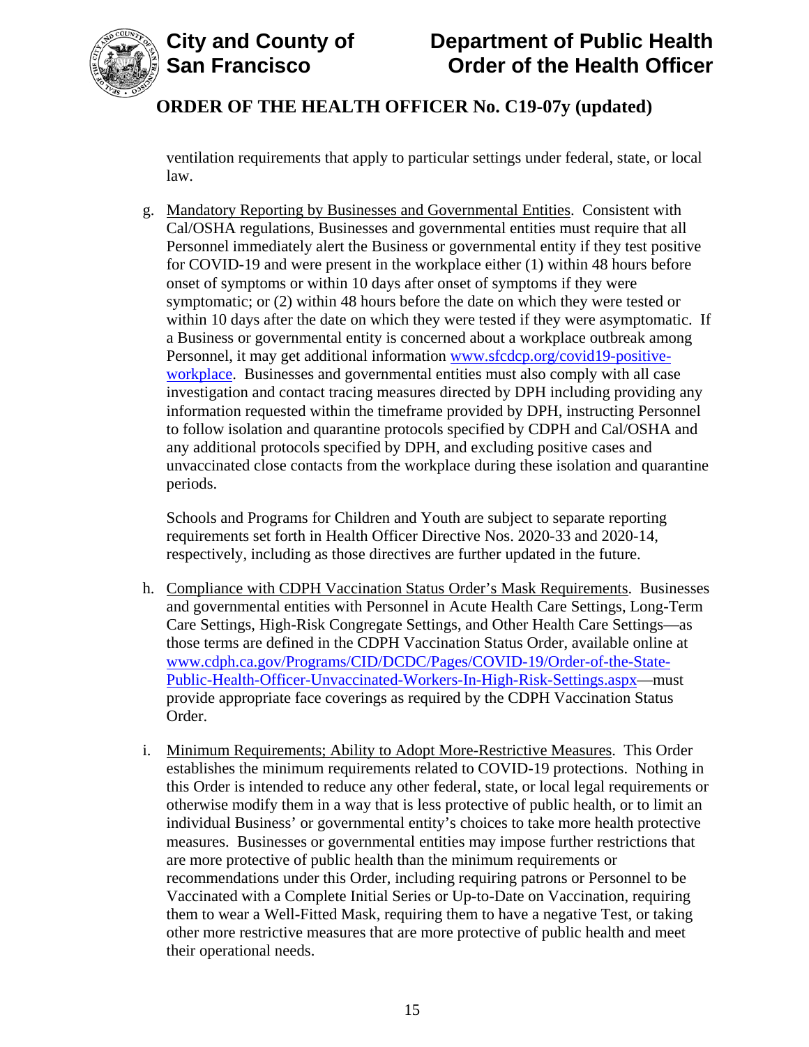ventilation requirements that apply to particular settings under federal, state, or local law.

g. Mandatory Reporting by Businesses and Governmental Entities. Consistent with Cal/OSHA regulations, Businesses and governmental entities must require that all Personnel immediately alert the Business or governmental entity if they test positive for COVID-19 and were present in the workplace either (1) within 48 hours before onset of symptoms or within 10 days after onset of symptoms if they were symptomatic; or (2) within 48 hours before the date on which they were tested or within 10 days after the date on which they were tested if they were asymptomatic. If a Business or governmental entity is concerned about a workplace outbreak among Personnel, it may get additional information [www.sfcdcp.org/covid19-positive-workplace](www.sfcdcp.org/covid19-positive-workplace). Businesses and governmental entities must also comply with all case investigation and contact tracing measures directed by DPH including providing any information requested within the timeframe provided by DPH, instructing Personnel to follow isolation and quarantine protocols specified by CDPH and Cal/OSHA and any additional protocols specified by DPH, and excluding positive cases and unvaccinated close contacts from the workplace during these isolation and quarantine periods.

   Schools and Programs for Children and Youth are subject to separate reporting requirements set forth in Health Officer Directive Nos. 2020-33 and 2020-14, respectively, including as those directives are further updated in the future.

h. Compliance with CDPH Vaccination Status Order's Mask Requirements. Businesses and governmental entities with Personnel in Acute Health Care Settings, Long-Term Care Settings, High-Risk Congregate Settings, and Other Health Care Settings—as those terms are defined in the CDPH Vaccination Status Order, available online at [www.cdph.ca.gov/Programs/CID/DCDC/Pages/COVID-19/Order-of-the-State-Public-Health-Officer-Unvaccinated-Workers-In-High-Risk-Settings.aspx](www.cdph.ca.gov/Programs/CID/DCDC/Pages/COVID-19/Order-of-the-State-Public-Health-Officer-Unvaccinated-Workers-In-High-Risk-Settings.aspx)—must provide appropriate face coverings as required by the CDPH Vaccination Status Order.

i. Minimum Requirements; Ability to Adopt More-Restrictive Measures. This Order establishes the minimum requirements related to COVID-19 protections. Nothing in this Order is intended to reduce any other federal, state, or local legal requirements or otherwise modify them in a way that is less protective of public health, or to limit an individual Business' or governmental entity's choices to take more health protective measures. Businesses or governmental entities may impose further restrictions that are more protective of public health than the minimum requirements or recommendations under this Order, including requiring patrons or Personnel to be Vaccinated with a Complete Initial Series or Up-to-Date on Vaccination, requiring them to wear a Well-Fitted Mask, requiring them to have a negative Test, or taking other more restrictive measures that are more protective of public health and meet their operational needs.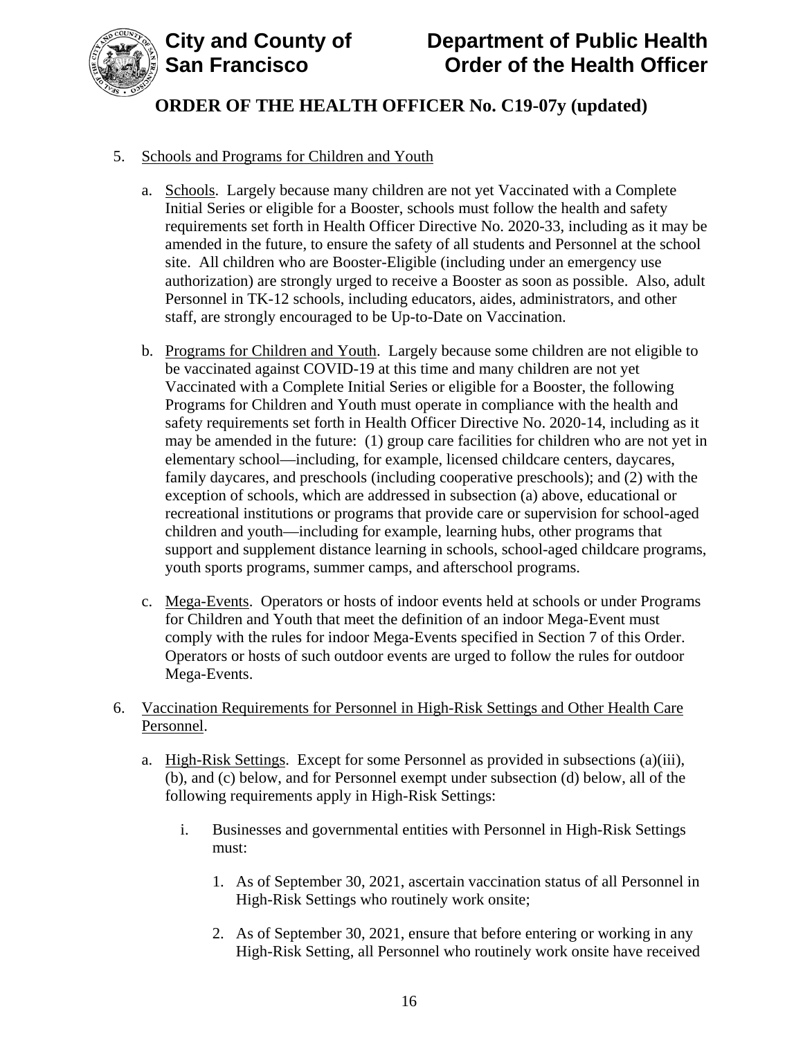5. Schools and Programs for Children and Youth

   a. Schools. Largely because many children are not yet Vaccinated with a Complete Initial Series or eligible for a Booster, schools must follow the health and safety requirements set forth in Health Officer Directive No. 2020-33, including as it may be amended in the future, to ensure the safety of all students and Personnel at the school site. All children who are Booster-Eligible (including under an emergency use authorization) are strongly urged to receive a Booster as soon as possible. Also, adult Personnel in TK-12 schools, including educators, aides, administrators, and other staff, are strongly encouraged to be Up-to-Date on Vaccination.

   b. Programs for Children and Youth. Largely because some children are not eligible to be vaccinated against COVID-19 at this time and many children are not yet Vaccinated with a Complete Initial Series or eligible for a Booster, the following Programs for Children and Youth must operate in compliance with the health and safety requirements set forth in Health Officer Directive No. 2020-14, including as it may be amended in the future: (1) group care facilities for children who are not yet in elementary school—including, for example, licensed childcare centers, daycares, family daycares, and preschools (including cooperative preschools); and (2) with the exception of schools, which are addressed in subsection (a) above, educational or recreational institutions or programs that provide care or supervision for school-aged children and youth—including for example, learning hubs, other programs that support and supplement distance learning in schools, school-aged childcare programs, youth sports programs, summer camps, and afterschool programs.

   c. Mega-Events. Operators or hosts of indoor events held at schools or under Programs for Children and Youth that meet the definition of an indoor Mega-Event must comply with the rules for indoor Mega-Events specified in Section 7 of this Order. Operators or hosts of such outdoor events are urged to follow the rules for outdoor Mega-Events.

6. Vaccination Requirements for Personnel in High-Risk Settings and Other Health Care Personnel.

   a. High-Risk Settings. Except for some Personnel as provided in subsections (a)(iii), (b), and (c) below, and for Personnel exempt under subsection (d) below, all of the following requirements apply in High-Risk Settings:

      i. Businesses and governmental entities with Personnel in High-Risk Settings must:

         1. As of September 30, 2021, ascertain vaccination status of all Personnel in High-Risk Settings who routinely work onsite;

         2. As of September 30, 2021, ensure that before entering or working in any High-Risk Setting, all Personnel who routinely work onsite have received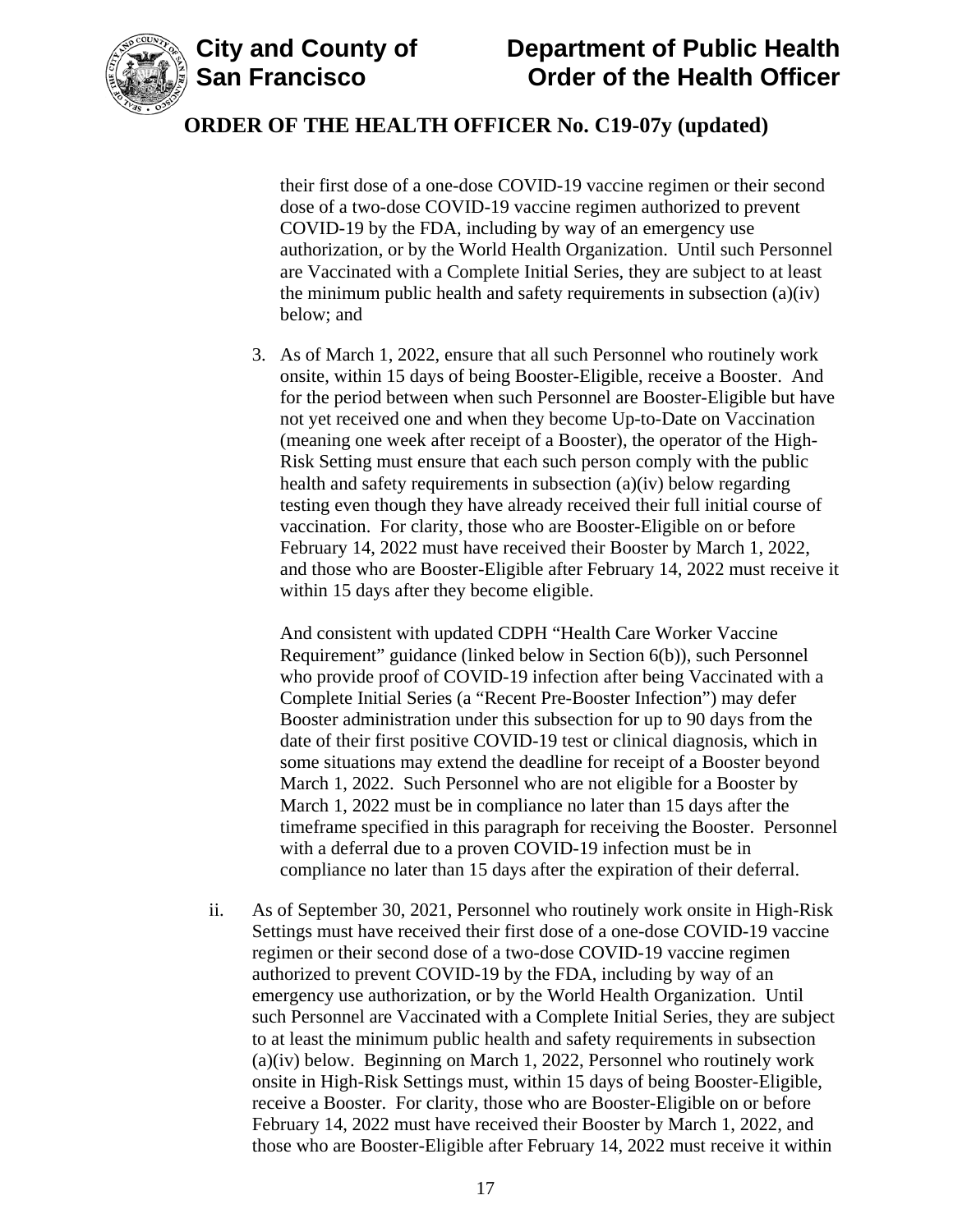their first dose of a one-dose COVID-19 vaccine regimen or their second dose of a two-dose COVID-19 vaccine regimen authorized to prevent COVID-19 by the FDA, including by way of an emergency use authorization, or by the World Health Organization. Until such Personnel are Vaccinated with a Complete Initial Series, they are subject to at least the minimum public health and safety requirements in subsection (a)(iv) below; and

3. As of March 1, 2022, ensure that all such Personnel who routinely work onsite, within 15 days of being Booster-Eligible, receive a Booster. And for the period between when such Personnel are Booster-Eligible but have not yet received one and when they become Up-to-Date on Vaccination (meaning one week after receipt of a Booster), the operator of the High-Risk Setting must ensure that each such person comply with the public health and safety requirements in subsection (a)(iv) below regarding testing even though they have already received their full initial course of vaccination. For clarity, those who are Booster-Eligible on or before February 14, 2022 must have received their Booster by March 1, 2022, and those who are Booster-Eligible after February 14, 2022 must receive it within 15 days after they become eligible.

   And consistent with updated CDPH "Health Care Worker Vaccine Requirement" guidance (linked below in Section 6(b)), such Personnel who provide proof of COVID-19 infection after being Vaccinated with a Complete Initial Series (a "Recent Pre-Booster Infection") may defer Booster administration under this subsection for up to 90 days from the date of their first positive COVID-19 test or clinical diagnosis, which in some situations may extend the deadline for receipt of a Booster beyond March 1, 2022. Such Personnel who are not eligible for a Booster by March 1, 2022 must be in compliance no later than 15 days after the timeframe specified in this paragraph for receiving the Booster. Personnel with a deferral due to a proven COVID-19 infection must be in compliance no later than 15 days after the expiration of their deferral.

ii. As of September 30, 2021, Personnel who routinely work onsite in High-Risk Settings must have received their first dose of a one-dose COVID-19 vaccine regimen or their second dose of a two-dose COVID-19 vaccine regimen authorized to prevent COVID-19 by the FDA, including by way of an emergency use authorization, or by the World Health Organization. Until such Personnel are Vaccinated with a Complete Initial Series, they are subject to at least the minimum public health and safety requirements in subsection (a)(iv) below. Beginning on March 1, 2022, Personnel who routinely work onsite in High-Risk Settings must, within 15 days of being Booster-Eligible, receive a Booster. For clarity, those who are Booster-Eligible on or before February 14, 2022 must have received their Booster by March 1, 2022, and those who are Booster-Eligible after February 14, 2022 must receive it within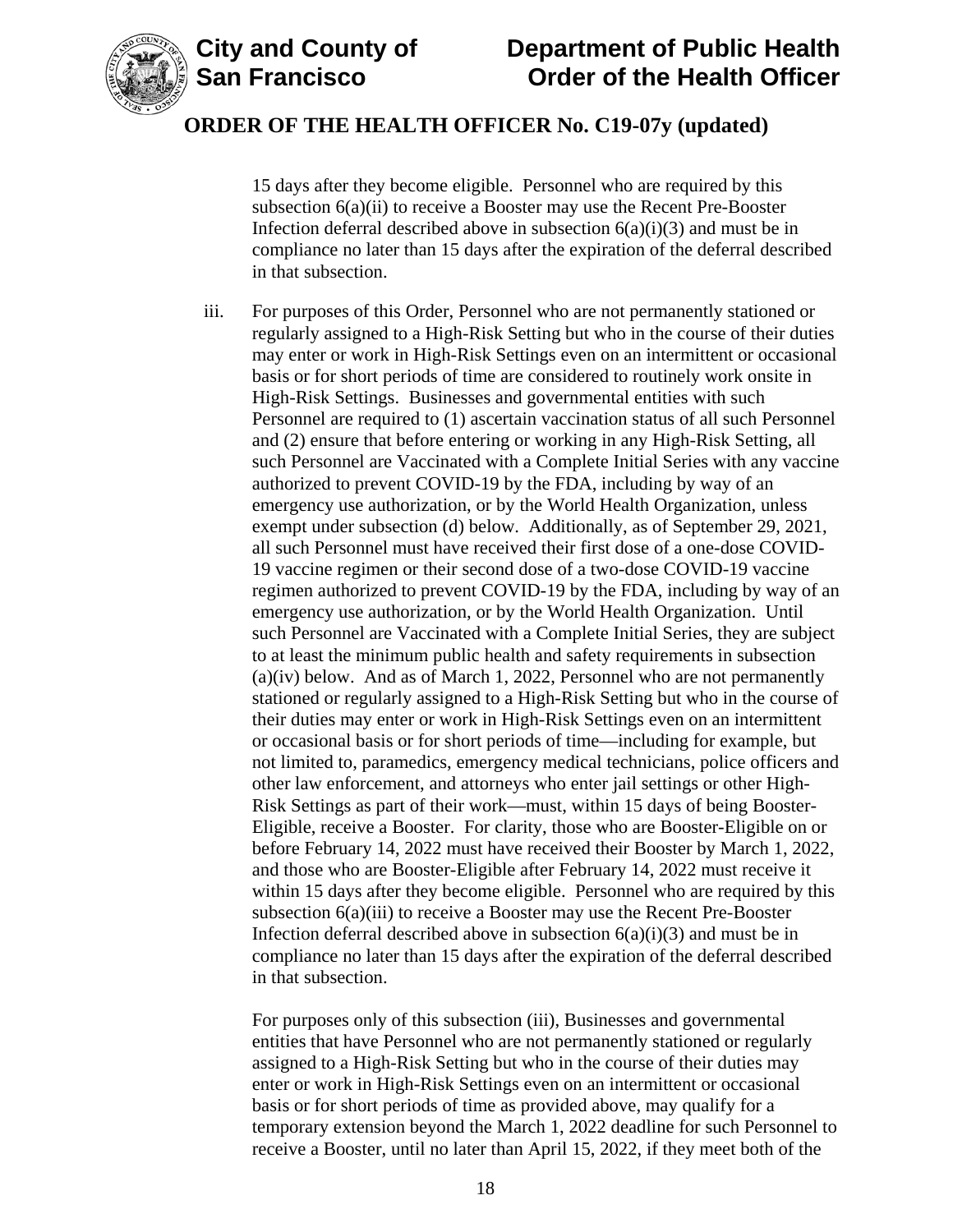15 days after they become eligible. Personnel who are required by this subsection 6(a)(ii) to receive a Booster may use the Recent Pre-Booster Infection deferral described above in subsection 6(a)(i)(3) and must be in compliance no later than 15 days after the expiration of the deferral described in that subsection.

iii. For purposes of this Order, Personnel who are not permanently stationed or regularly assigned to a High-Risk Setting but who in the course of their duties may enter or work in High-Risk Settings even on an intermittent or occasional basis or for short periods of time are considered to routinely work onsite in High-Risk Settings. Businesses and governmental entities with such Personnel are required to (1) ascertain vaccination status of all such Personnel and (2) ensure that before entering or working in any High-Risk Setting, all such Personnel are Vaccinated with a Complete Initial Series with any vaccine authorized to prevent COVID-19 by the FDA, including by way of an emergency use authorization, or by the World Health Organization, unless exempt under subsection (d) below. Additionally, as of September 29, 2021, all such Personnel must have received their first dose of a one-dose COVID-19 vaccine regimen or their second dose of a two-dose COVID-19 vaccine regimen authorized to prevent COVID-19 by the FDA, including by way of an emergency use authorization, or by the World Health Organization. Until such Personnel are Vaccinated with a Complete Initial Series, they are subject to at least the minimum public health and safety requirements in subsection (a)(iv) below. And as of March 1, 2022, Personnel who are not permanently stationed or regularly assigned to a High-Risk Setting but who in the course of their duties may enter or work in High-Risk Settings even on an intermittent or occasional basis or for short periods of time—including for example, but not limited to, paramedics, emergency medical technicians, police officers and other law enforcement, and attorneys who enter jail settings or other High-Risk Settings as part of their work—must, within 15 days of being Booster-Eligible, receive a Booster. For clarity, those who are Booster-Eligible on or before February 14, 2022 must have received their Booster by March 1, 2022, and those who are Booster-Eligible after February 14, 2022 must receive it within 15 days after they become eligible. Personnel who are required by this subsection 6(a)(iii) to receive a Booster may use the Recent Pre-Booster Infection deferral described above in subsection 6(a)(i)(3) and must be in compliance no later than 15 days after the expiration of the deferral described in that subsection.

For purposes only of this subsection (iii), Businesses and governmental entities that have Personnel who are not permanently stationed or regularly assigned to a High-Risk Setting but who in the course of their duties may enter or work in High-Risk Settings even on an intermittent or occasional basis or for short periods of time as provided above, may qualify for a temporary extension beyond the March 1, 2022 deadline for such Personnel to receive a Booster, until no later than April 15, 2022, if they meet both of the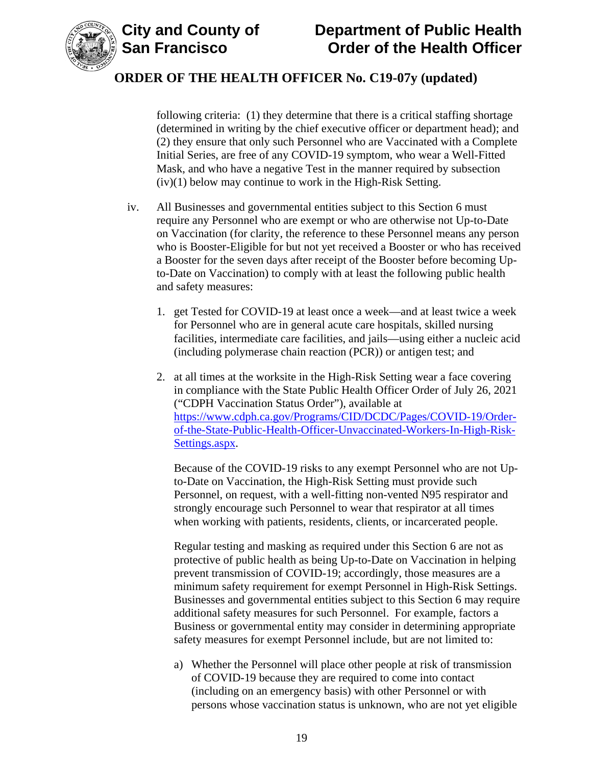following criteria: (1) they determine that there is a critical staffing shortage (determined in writing by the chief executive officer or department head); and (2) they ensure that only such Personnel who are Vaccinated with a Complete Initial Series, are free of any COVID-19 symptom, who wear a Well-Fitted Mask, and who have a negative Test in the manner required by subsection (iv)(1) below may continue to work in the High-Risk Setting.

iv. All Businesses and governmental entities subject to this Section 6 must require any Personnel who are exempt or who are otherwise not Up-to-Date on Vaccination (for clarity, the reference to these Personnel means any person who is Booster-Eligible for but not yet received a Booster or who has received a Booster for the seven days after receipt of the Booster before becoming Up-to-Date on Vaccination) to comply with at least the following public health and safety measures:

1. get Tested for COVID-19 at least once a week—and at least twice a week for Personnel who are in general acute care hospitals, skilled nursing facilities, intermediate care facilities, and jails—using either a nucleic acid (including polymerase chain reaction (PCR)) or antigen test; and

2. at all times at the worksite in the High-Risk Setting wear a face covering in compliance with the State Public Health Officer Order of July 26, 2021 ("CDPH Vaccination Status Order"), available at [https://www.cdph.ca.gov/Programs/CID/DCDC/Pages/COVID-19/Order-of-the-State-Public-Health-Officer-Unvaccinated-Workers-In-High-Risk-Settings.aspx](https://www.cdph.ca.gov/Programs/CID/DCDC/Pages/COVID-19/Order-of-the-State-Public-Health-Officer-Unvaccinated-Workers-In-High-Risk-Settings.aspx).

   Because of the COVID-19 risks to any exempt Personnel who are not Up-to-Date on Vaccination, the High-Risk Setting must provide such Personnel, on request, with a well-fitting non-vented N95 respirator and strongly encourage such Personnel to wear that respirator at all times when working with patients, residents, clients, or incarcerated people.

   Regular testing and masking as required under this Section 6 are not as protective of public health as being Up-to-Date on Vaccination in helping prevent transmission of COVID-19; accordingly, those measures are a minimum safety requirement for exempt Personnel in High-Risk Settings. Businesses and governmental entities subject to this Section 6 may require additional safety measures for such Personnel. For example, factors a Business or governmental entity may consider in determining appropriate safety measures for exempt Personnel include, but are not limited to:

   a) Whether the Personnel will place other people at risk of transmission of COVID-19 because they are required to come into contact (including on an emergency basis) with other Personnel or with persons whose vaccination status is unknown, who are not yet eligible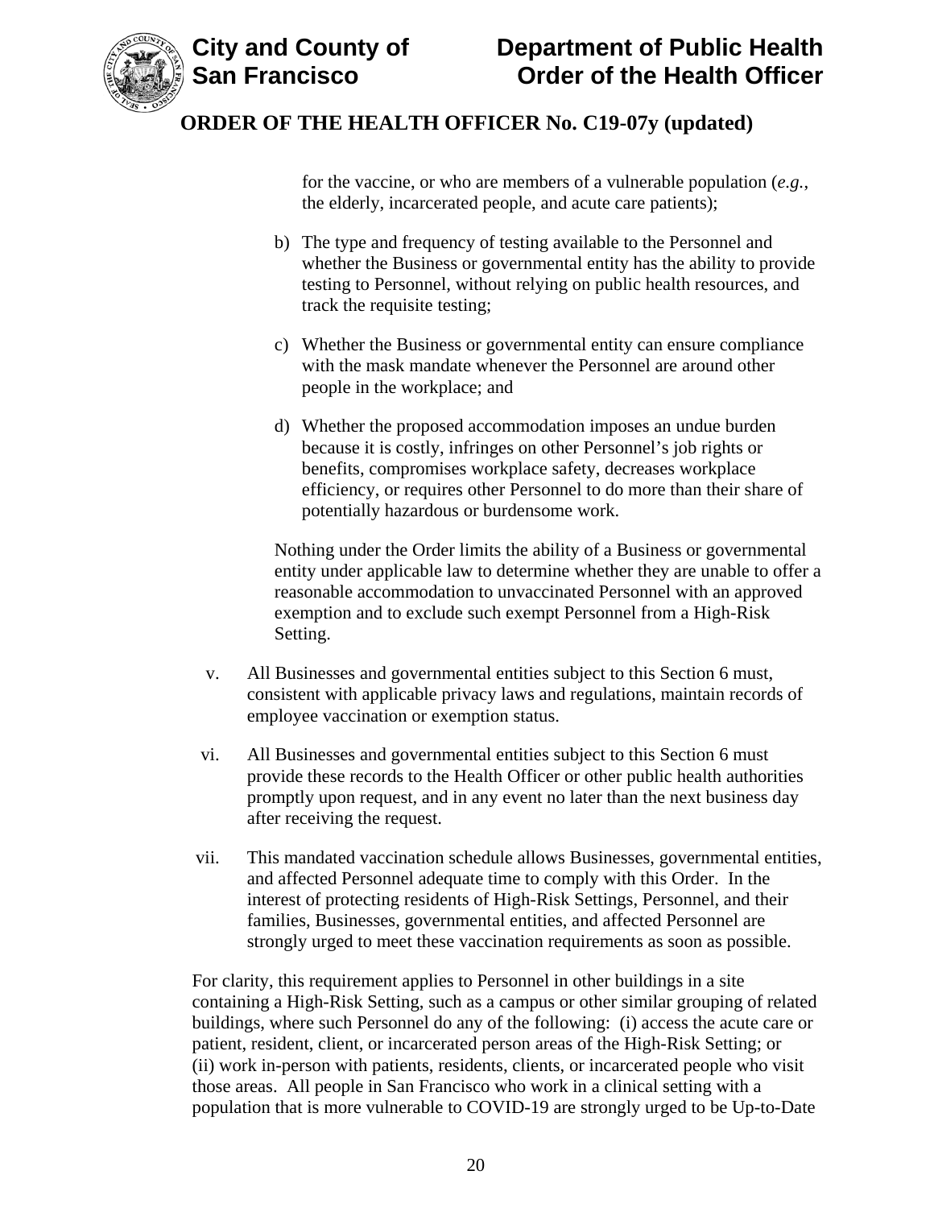for the vaccine, or who are members of a vulnerable population (*e.g.*, the elderly, incarcerated people, and acute care patients);

b) The type and frequency of testing available to the Personnel and whether the Business or governmental entity has the ability to provide testing to Personnel, without relying on public health resources, and track the requisite testing;

c) Whether the Business or governmental entity can ensure compliance with the mask mandate whenever the Personnel are around other people in the workplace; and

d) Whether the proposed accommodation imposes an undue burden because it is costly, infringes on other Personnel's job rights or benefits, compromises workplace safety, decreases workplace efficiency, or requires other Personnel to do more than their share of potentially hazardous or burdensome work.

Nothing under the Order limits the ability of a Business or governmental entity under applicable law to determine whether they are unable to offer a reasonable accommodation to unvaccinated Personnel with an approved exemption and to exclude such exempt Personnel from a High-Risk Setting.

v. All Businesses and governmental entities subject to this Section 6 must, consistent with applicable privacy laws and regulations, maintain records of employee vaccination or exemption status.

vi. All Businesses and governmental entities subject to this Section 6 must provide these records to the Health Officer or other public health authorities promptly upon request, and in any event no later than the next business day after receiving the request.

vii. This mandated vaccination schedule allows Businesses, governmental entities, and affected Personnel adequate time to comply with this Order. In the interest of protecting residents of High-Risk Settings, Personnel, and their families, Businesses, governmental entities, and affected Personnel are strongly urged to meet these vaccination requirements as soon as possible.

For clarity, this requirement applies to Personnel in other buildings in a site containing a High-Risk Setting, such as a campus or other similar grouping of related buildings, where such Personnel do any of the following: (i) access the acute care or patient, resident, client, or incarcerated person areas of the High-Risk Setting; or (ii) work in-person with patients, residents, clients, or incarcerated people who visit those areas. All people in San Francisco who work in a clinical setting with a population that is more vulnerable to COVID-19 are strongly urged to be Up-to-Date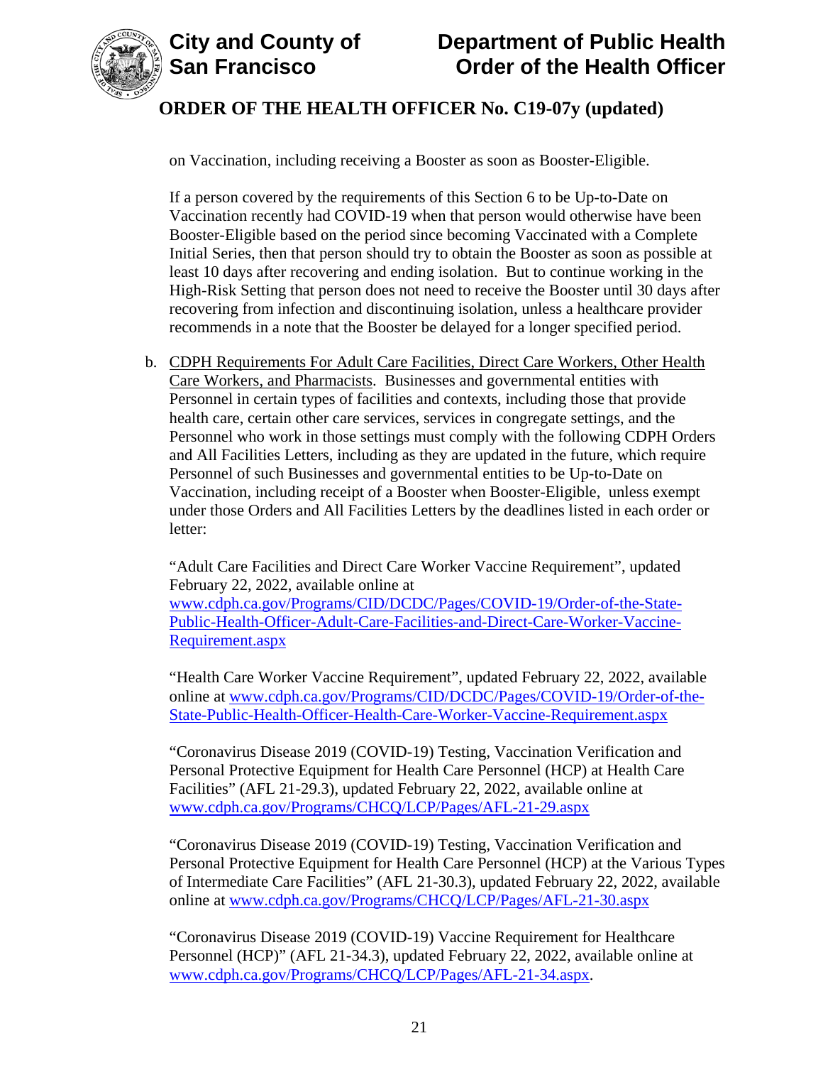on Vaccination, including receiving a Booster as soon as Booster-Eligible.

If a person covered by the requirements of this Section 6 to be Up-to-Date on Vaccination recently had COVID-19 when that person would otherwise have been Booster-Eligible based on the period since becoming Vaccinated with a Complete Initial Series, then that person should try to obtain the Booster as soon as possible at least 10 days after recovering and ending isolation. But to continue working in the High-Risk Setting that person does not need to receive the Booster until 30 days after recovering from infection and discontinuing isolation, unless a healthcare provider recommends in a note that the Booster be delayed for a longer specified period.

b. CDPH Requirements For Adult Care Facilities, Direct Care Workers, Other Health Care Workers, and Pharmacists. Businesses and governmental entities with Personnel in certain types of facilities and contexts, including those that provide health care, certain other care services, services in congregate settings, and the Personnel who work in those settings must comply with the following CDPH Orders and All Facilities Letters, including as they are updated in the future, which require Personnel of such Businesses and governmental entities to be Up-to-Date on Vaccination, including receipt of a Booster when Booster-Eligible, unless exempt under those Orders and All Facilities Letters by the deadlines listed in each order or letter:

"Adult Care Facilities and Direct Care Worker Vaccine Requirement", updated February 22, 2022, available online at www.cdph.ca.gov/Programs/CID/DCDC/Pages/COVID-19/Order-of-the-State-Public-Health-Officer-Adult-Care-Facilities-and-Direct-Care-Worker-Vaccine-Requirement.aspx

"Health Care Worker Vaccine Requirement", updated February 22, 2022, available online at www.cdph.ca.gov/Programs/CID/DCDC/Pages/COVID-19/Order-of-the-State-Public-Health-Officer-Health-Care-Worker-Vaccine-Requirement.aspx

"Coronavirus Disease 2019 (COVID-19) Testing, Vaccination Verification and Personal Protective Equipment for Health Care Personnel (HCP) at Health Care Facilities" (AFL 21-29.3), updated February 22, 2022, available online at www.cdph.ca.gov/Programs/CHCQ/LCP/Pages/AFL-21-29.aspx

"Coronavirus Disease 2019 (COVID-19) Testing, Vaccination Verification and Personal Protective Equipment for Health Care Personnel (HCP) at the Various Types of Intermediate Care Facilities" (AFL 21-30.3), updated February 22, 2022, available online at www.cdph.ca.gov/Programs/CHCQ/LCP/Pages/AFL-21-30.aspx

"Coronavirus Disease 2019 (COVID-19) Vaccine Requirement for Healthcare Personnel (HCP)" (AFL 21-34.3), updated February 22, 2022, available online at www.cdph.ca.gov/Programs/CHCQ/LCP/Pages/AFL-21-34.aspx.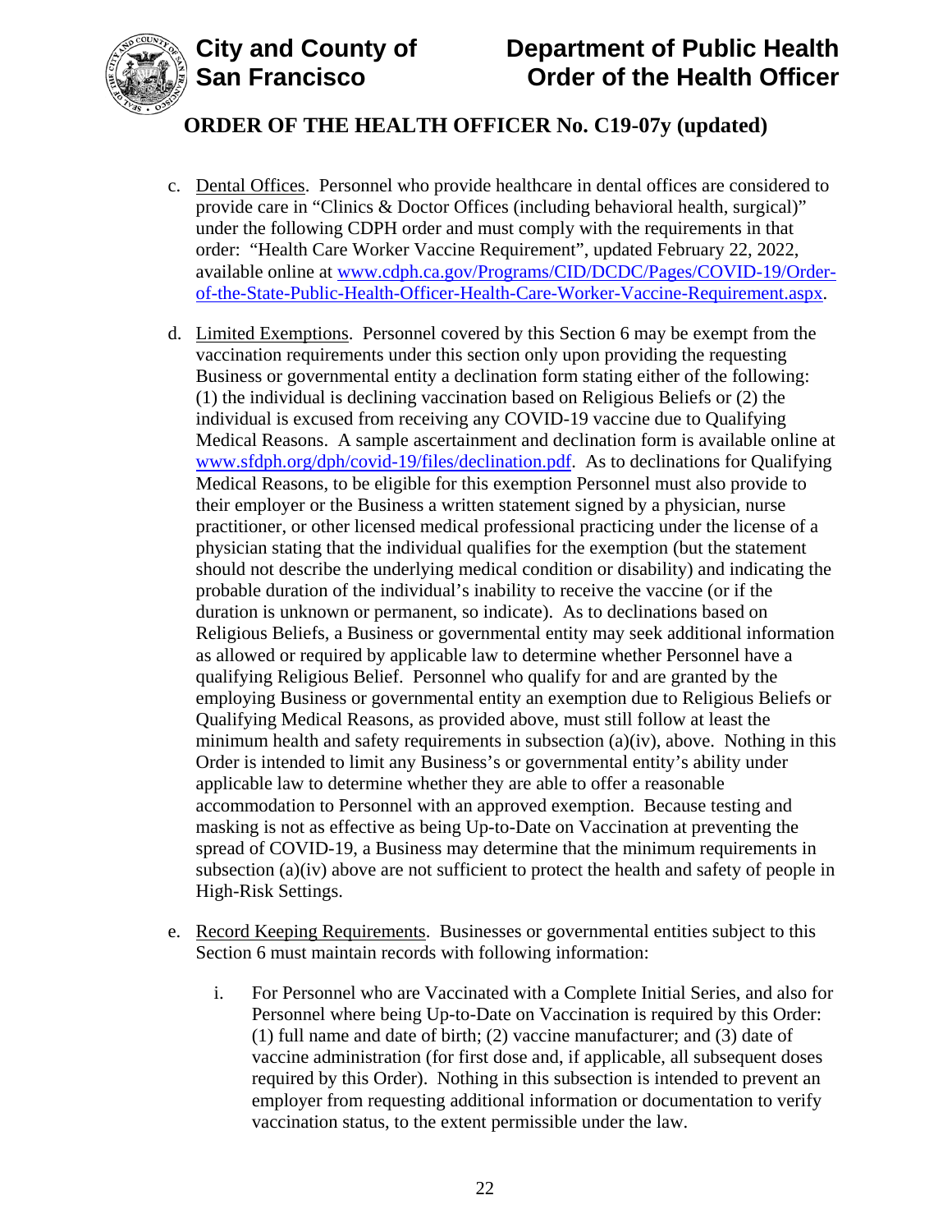c. Dental Offices. Personnel who provide healthcare in dental offices are considered to provide care in "Clinics & Doctor Offices (including behavioral health, surgical)" under the following CDPH order and must comply with the requirements in that order: "Health Care Worker Vaccine Requirement", updated February 22, 2022, available online at www.cdph.ca.gov/Programs/CID/DCDC/Pages/COVID-19/Order-of-the-State-Public-Health-Officer-Health-Care-Worker-Vaccine-Requirement.aspx.

d. Limited Exemptions. Personnel covered by this Section 6 may be exempt from the vaccination requirements under this section only upon providing the requesting Business or governmental entity a declination form stating either of the following: (1) the individual is declining vaccination based on Religious Beliefs or (2) the individual is excused from receiving any COVID-19 vaccine due to Qualifying Medical Reasons. A sample ascertainment and declination form is available online at www.sfdph.org/dph/covid-19/files/declination.pdf. As to declinations for Qualifying Medical Reasons, to be eligible for this exemption Personnel must also provide to their employer or the Business a written statement signed by a physician, nurse practitioner, or other licensed medical professional practicing under the license of a physician stating that the individual qualifies for the exemption (but the statement should not describe the underlying medical condition or disability) and indicating the probable duration of the individual's inability to receive the vaccine (or if the duration is unknown or permanent, so indicate). As to declinations based on Religious Beliefs, a Business or governmental entity may seek additional information as allowed or required by applicable law to determine whether Personnel have a qualifying Religious Belief. Personnel who qualify for and are granted by the employing Business or governmental entity an exemption due to Religious Beliefs or Qualifying Medical Reasons, as provided above, must still follow at least the minimum health and safety requirements in subsection (a)(iv), above. Nothing in this Order is intended to limit any Business's or governmental entity's ability under applicable law to determine whether they are able to offer a reasonable accommodation to Personnel with an approved exemption. Because testing and masking is not as effective as being Up-to-Date on Vaccination at preventing the spread of COVID-19, a Business may determine that the minimum requirements in subsection (a)(iv) above are not sufficient to protect the health and safety of people in High-Risk Settings.

e. Record Keeping Requirements. Businesses or governmental entities subject to this Section 6 must maintain records with following information:

   i. For Personnel who are Vaccinated with a Complete Initial Series, and also for Personnel where being Up-to-Date on Vaccination is required by this Order: (1) full name and date of birth; (2) vaccine manufacturer; and (3) date of vaccine administration (for first dose and, if applicable, all subsequent doses required by this Order). Nothing in this subsection is intended to prevent an employer from requesting additional information or documentation to verify vaccination status, to the extent permissible under the law.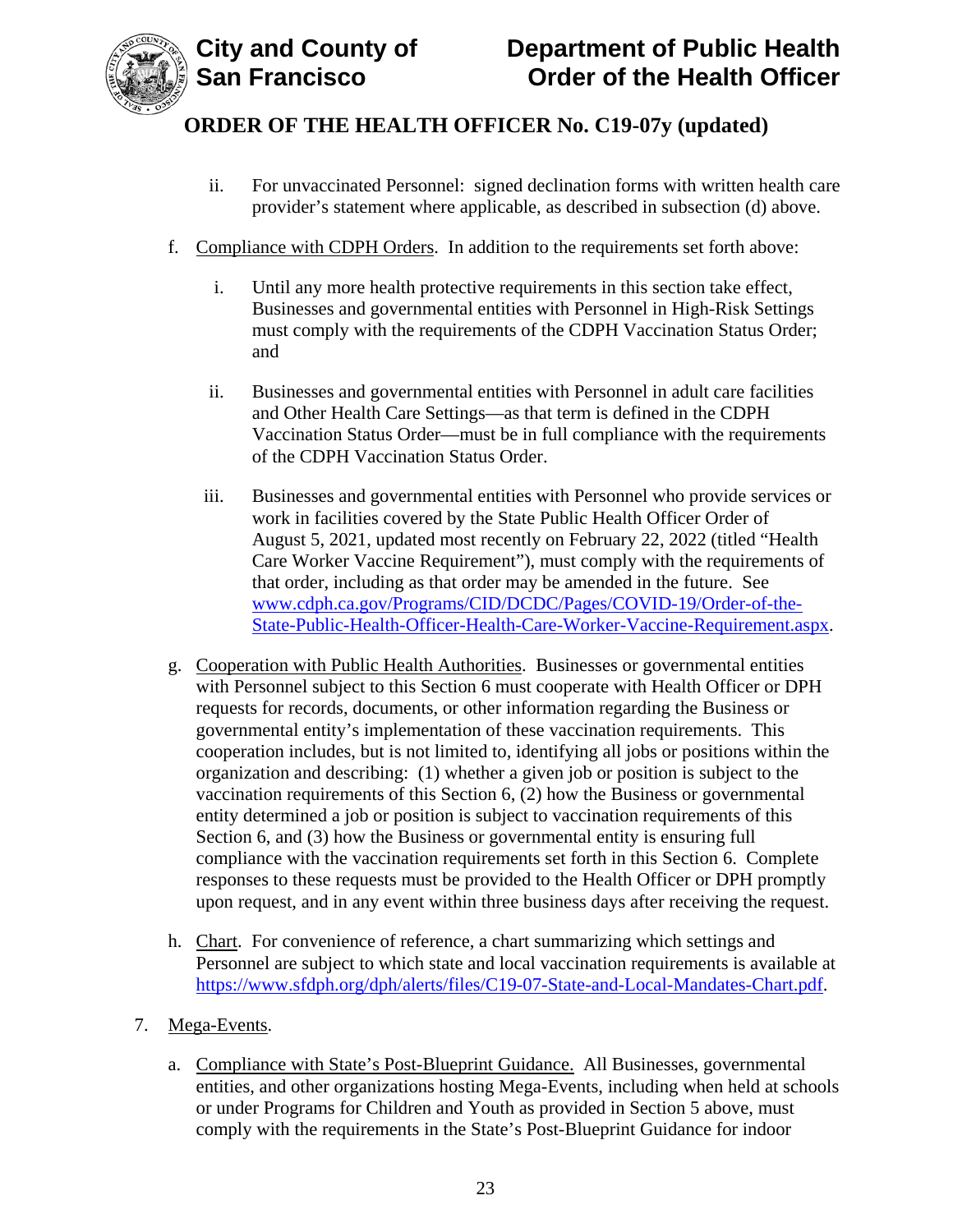ii. For unvaccinated Personnel: signed declination forms with written health care provider's statement where applicable, as described in subsection (d) above.

f. Compliance with CDPH Orders. In addition to the requirements set forth above:

   i. Until any more health protective requirements in this section take effect, Businesses and governmental entities with Personnel in High-Risk Settings must comply with the requirements of the CDPH Vaccination Status Order; and

   ii. Businesses and governmental entities with Personnel in adult care facilities and Other Health Care Settings—as that term is defined in the CDPH Vaccination Status Order—must be in full compliance with the requirements of the CDPH Vaccination Status Order.

   iii. Businesses and governmental entities with Personnel who provide services or work in facilities covered by the State Public Health Officer Order of August 5, 2021, updated most recently on February 22, 2022 (titled "Health Care Worker Vaccine Requirement"), must comply with the requirements of that order, including as that order may be amended in the future. See [www.cdph.ca.gov/Programs/CID/DCDC/Pages/COVID-19/Order-of-the-State-Public-Health-Officer-Health-Care-Worker-Vaccine-Requirement.aspx](www.cdph.ca.gov/Programs/CID/DCDC/Pages/COVID-19/Order-of-the-State-Public-Health-Officer-Health-Care-Worker-Vaccine-Requirement.aspx).

g. Cooperation with Public Health Authorities. Businesses or governmental entities with Personnel subject to this Section 6 must cooperate with Health Officer or DPH requests for records, documents, or other information regarding the Business or governmental entity's implementation of these vaccination requirements. This cooperation includes, but is not limited to, identifying all jobs or positions within the organization and describing: (1) whether a given job or position is subject to the vaccination requirements of this Section 6, (2) how the Business or governmental entity determined a job or position is subject to vaccination requirements of this Section 6, and (3) how the Business or governmental entity is ensuring full compliance with the vaccination requirements set forth in this Section 6. Complete responses to these requests must be provided to the Health Officer or DPH promptly upon request, and in any event within three business days after receiving the request.

h. Chart. For convenience of reference, a chart summarizing which settings and Personnel are subject to which state and local vaccination requirements is available at [https://www.sfdph.org/dph/alerts/files/C19-07-State-and-Local-Mandates-Chart.pdf](https://www.sfdph.org/dph/alerts/files/C19-07-State-and-Local-Mandates-Chart.pdf).

7. Mega-Events.

   a. Compliance with State's Post-Blueprint Guidance. All Businesses, governmental entities, and other organizations hosting Mega-Events, including when held at schools or under Programs for Children and Youth as provided in Section 5 above, must comply with the requirements in the State's Post-Blueprint Guidance for indoor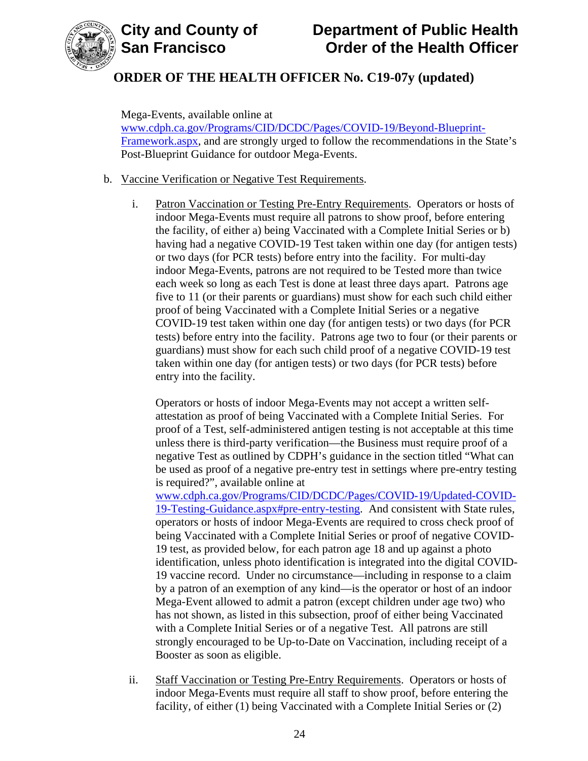Mega-Events, available online at [www.cdph.ca.gov/Programs/CID/DCDC/Pages/COVID-19/Beyond-Blueprint-Framework.aspx](www.cdph.ca.gov/Programs/CID/DCDC/Pages/COVID-19/Beyond-Blueprint-Framework.aspx), and are strongly urged to follow the recommendations in the State's Post-Blueprint Guidance for outdoor Mega-Events.

b. Vaccine Verification or Negative Test Requirements.

   i. Patron Vaccination or Testing Pre-Entry Requirements. Operators or hosts of indoor Mega-Events must require all patrons to show proof, before entering the facility, of either a) being Vaccinated with a Complete Initial Series or b) having had a negative COVID-19 Test taken within one day (for antigen tests) or two days (for PCR tests) before entry into the facility. For multi-day indoor Mega-Events, patrons are not required to be Tested more than twice each week so long as each Test is done at least three days apart. Patrons age five to 11 (or their parents or guardians) must show for each such child either proof of being Vaccinated with a Complete Initial Series or a negative COVID-19 test taken within one day (for antigen tests) or two days (for PCR tests) before entry into the facility. Patrons age two to four (or their parents or guardians) must show for each such child proof of a negative COVID-19 test taken within one day (for antigen tests) or two days (for PCR tests) before entry into the facility.

      Operators or hosts of indoor Mega-Events may not accept a written self-attestation as proof of being Vaccinated with a Complete Initial Series. For proof of a Test, self-administered antigen testing is not acceptable at this time unless there is third-party verification—the Business must require proof of a negative Test as outlined by CDPH's guidance in the section titled "What can be used as proof of a negative pre-entry test in settings where pre-entry testing is required?", available online at [www.cdph.ca.gov/Programs/CID/DCDC/Pages/COVID-19/Updated-COVID-19-Testing-Guidance.aspx#pre-entry-testing](www.cdph.ca.gov/Programs/CID/DCDC/Pages/COVID-19/Updated-COVID-19-Testing-Guidance.aspx#pre-entry-testing). And consistent with State rules, operators or hosts of indoor Mega-Events are required to cross check proof of being Vaccinated with a Complete Initial Series or proof of negative COVID-19 test, as provided below, for each patron age 18 and up against a photo identification, unless photo identification is integrated into the digital COVID-19 vaccine record. Under no circumstance—including in response to a claim by a patron of an exemption of any kind—is the operator or host of an indoor Mega-Event allowed to admit a patron (except children under age two) who has not shown, as listed in this subsection, proof of either being Vaccinated with a Complete Initial Series or of a negative Test. All patrons are still strongly encouraged to be Up-to-Date on Vaccination, including receipt of a Booster as soon as eligible.

   ii. Staff Vaccination or Testing Pre-Entry Requirements. Operators or hosts of indoor Mega-Events must require all staff to show proof, before entering the facility, of either (1) being Vaccinated with a Complete Initial Series or (2)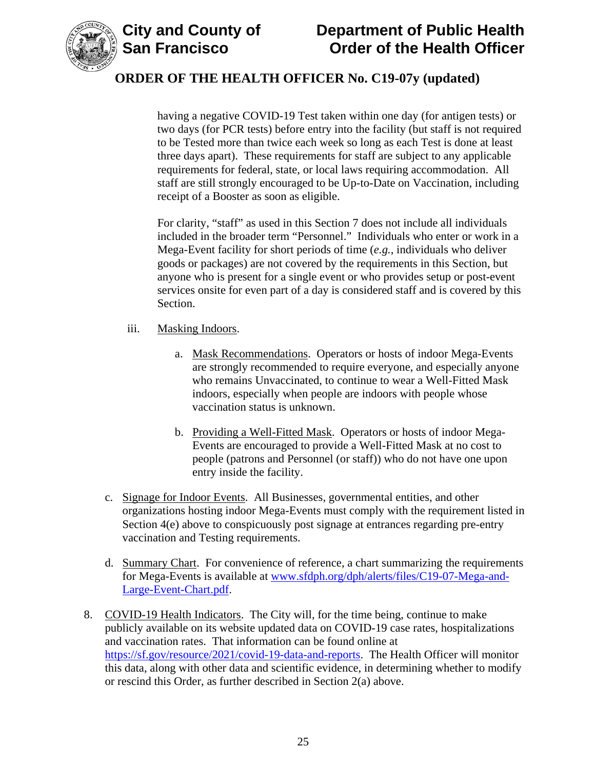having a negative COVID-19 Test taken within one day (for antigen tests) or two days (for PCR tests) before entry into the facility (but staff is not required to be Tested more than twice each week so long as each Test is done at least three days apart). These requirements for staff are subject to any applicable requirements for federal, state, or local laws requiring accommodation. All staff are still strongly encouraged to be Up-to-Date on Vaccination, including receipt of a Booster as soon as eligible.

For clarity, "staff" as used in this Section 7 does not include all individuals included in the broader term "Personnel." Individuals who enter or work in a Mega-Event facility for short periods of time (*e.g.*, individuals who deliver goods or packages) are not covered by the requirements in this Section, but anyone who is present for a single event or who provides setup or post-event services onsite for even part of a day is considered staff and is covered by this Section.

iii. Masking Indoors.

a. Mask Recommendations. Operators or hosts of indoor Mega-Events are strongly recommended to require everyone, and especially anyone who remains Unvaccinated, to continue to wear a Well-Fitted Mask indoors, especially when people are indoors with people whose vaccination status is unknown.

b. Providing a Well-Fitted Mask. Operators or hosts of indoor Mega-Events are encouraged to provide a Well-Fitted Mask at no cost to people (patrons and Personnel (or staff)) who do not have one upon entry inside the facility.

c. Signage for Indoor Events. All Businesses, governmental entities, and other organizations hosting indoor Mega-Events must comply with the requirement listed in Section 4(e) above to conspicuously post signage at entrances regarding pre-entry vaccination and Testing requirements.

d. Summary Chart. For convenience of reference, a chart summarizing the requirements for Mega-Events is available at [www.sfdph.org/dph/alerts/files/C19-07-Mega-and-Large-Event-Chart.pdf](www.sfdph.org/dph/alerts/files/C19-07-Mega-and-Large-Event-Chart.pdf).

8. COVID-19 Health Indicators. The City will, for the time being, continue to make publicly available on its website updated data on COVID-19 case rates, hospitalizations and vaccination rates. That information can be found online at [https://sf.gov/resource/2021/covid-19-data-and-reports](https://sf.gov/resource/2021/covid-19-data-and-reports). The Health Officer will monitor this data, along with other data and scientific evidence, in determining whether to modify or rescind this Order, as further described in Section 2(a) above.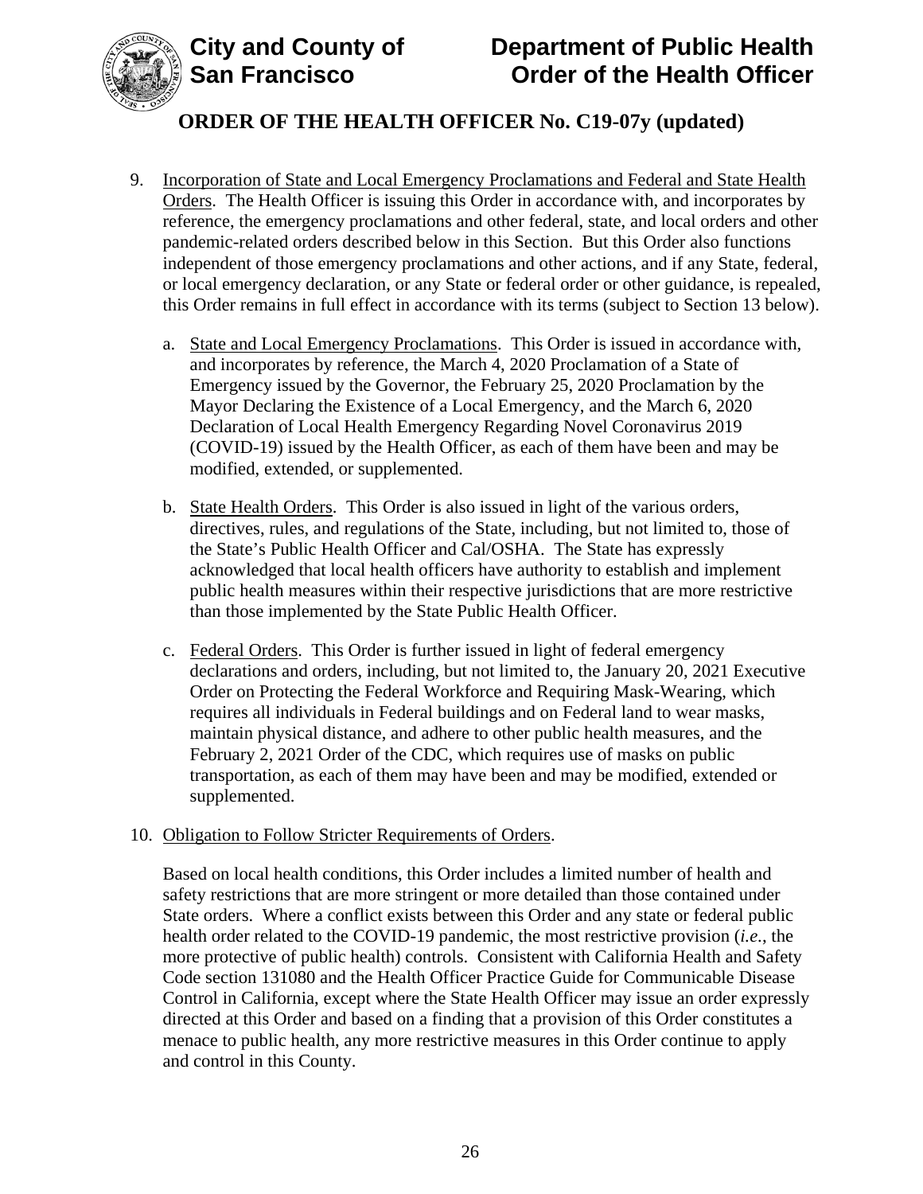9. Incorporation of State and Local Emergency Proclamations and Federal and State Health Orders. The Health Officer is issuing this Order in accordance with, and incorporates by reference, the emergency proclamations and other federal, state, and local orders and other pandemic-related orders described below in this Section. But this Order also functions independent of those emergency proclamations and other actions, and if any State, federal, or local emergency declaration, or any State or federal order or other guidance, is repealed, this Order remains in full effect in accordance with its terms (subject to Section 13 below).

   a. State and Local Emergency Proclamations. This Order is issued in accordance with, and incorporates by reference, the March 4, 2020 Proclamation of a State of Emergency issued by the Governor, the February 25, 2020 Proclamation by the Mayor Declaring the Existence of a Local Emergency, and the March 6, 2020 Declaration of Local Health Emergency Regarding Novel Coronavirus 2019 (COVID-19) issued by the Health Officer, as each of them have been and may be modified, extended, or supplemented.

   b. State Health Orders. This Order is also issued in light of the various orders, directives, rules, and regulations of the State, including, but not limited to, those of the State's Public Health Officer and Cal/OSHA. The State has expressly acknowledged that local health officers have authority to establish and implement public health measures within their respective jurisdictions that are more restrictive than those implemented by the State Public Health Officer.

   c. Federal Orders. This Order is further issued in light of federal emergency declarations and orders, including, but not limited to, the January 20, 2021 Executive Order on Protecting the Federal Workforce and Requiring Mask-Wearing, which requires all individuals in Federal buildings and on Federal land to wear masks, maintain physical distance, and adhere to other public health measures, and the February 2, 2021 Order of the CDC, which requires use of masks on public transportation, as each of them may have been and may be modified, extended or supplemented.

10. Obligation to Follow Stricter Requirements of Orders.

    Based on local health conditions, this Order includes a limited number of health and safety restrictions that are more stringent or more detailed than those contained under State orders. Where a conflict exists between this Order and any state or federal public health order related to the COVID-19 pandemic, the most restrictive provision (*i.e.*, the more protective of public health) controls. Consistent with California Health and Safety Code section 131080 and the Health Officer Practice Guide for Communicable Disease Control in California, except where the State Health Officer may issue an order expressly directed at this Order and based on a finding that a provision of this Order constitutes a menace to public health, any more restrictive measures in this Order continue to apply and control in this County.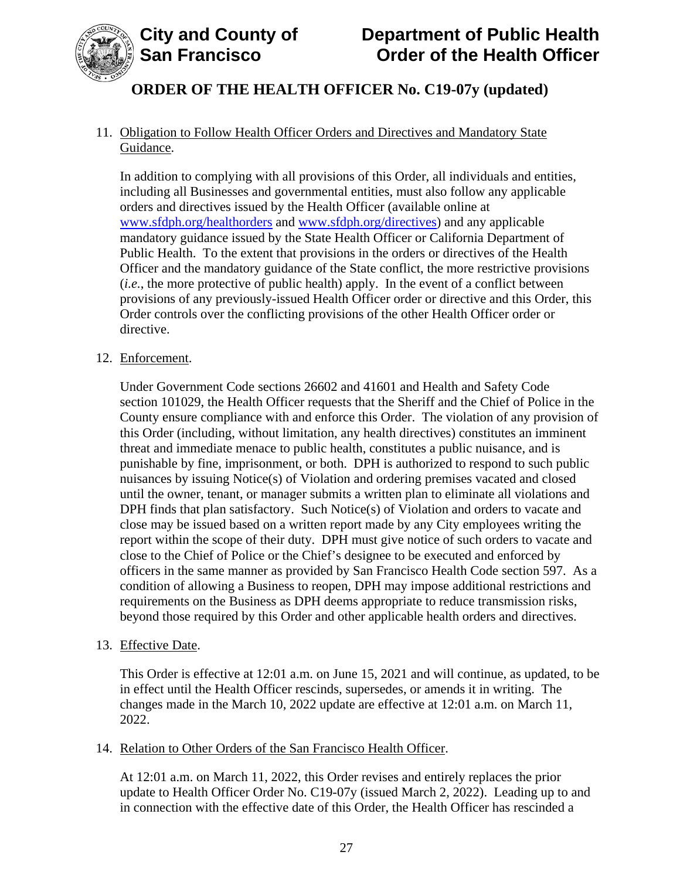11. Obligation to Follow Health Officer Orders and Directives and Mandatory State Guidance.

    In addition to complying with all provisions of this Order, all individuals and entities, including all Businesses and governmental entities, must also follow any applicable orders and directives issued by the Health Officer (available online at [www.sfdph.org/healthorders](www.sfdph.org/healthorders) and [www.sfdph.org/directives](www.sfdph.org/directives)) and any applicable mandatory guidance issued by the State Health Officer or California Department of Public Health. To the extent that provisions in the orders or directives of the Health Officer and the mandatory guidance of the State conflict, the more restrictive provisions (*i.e.*, the more protective of public health) apply. In the event of a conflict between provisions of any previously-issued Health Officer order or directive and this Order, this Order controls over the conflicting provisions of the other Health Officer order or directive.

12. Enforcement.

    Under Government Code sections 26602 and 41601 and Health and Safety Code section 101029, the Health Officer requests that the Sheriff and the Chief of Police in the County ensure compliance with and enforce this Order. The violation of any provision of this Order (including, without limitation, any health directives) constitutes an imminent threat and immediate menace to public health, constitutes a public nuisance, and is punishable by fine, imprisonment, or both. DPH is authorized to respond to such public nuisances by issuing Notice(s) of Violation and ordering premises vacated and closed until the owner, tenant, or manager submits a written plan to eliminate all violations and DPH finds that plan satisfactory. Such Notice(s) of Violation and orders to vacate and close may be issued based on a written report made by any City employees writing the report within the scope of their duty. DPH must give notice of such orders to vacate and close to the Chief of Police or the Chief's designee to be executed and enforced by officers in the same manner as provided by San Francisco Health Code section 597. As a condition of allowing a Business to reopen, DPH may impose additional restrictions and requirements on the Business as DPH deems appropriate to reduce transmission risks, beyond those required by this Order and other applicable health orders and directives.

13. Effective Date.

    This Order is effective at 12:01 a.m. on June 15, 2021 and will continue, as updated, to be in effect until the Health Officer rescinds, supersedes, or amends it in writing. The changes made in the March 10, 2022 update are effective at 12:01 a.m. on March 11, 2022.

14. Relation to Other Orders of the San Francisco Health Officer.

    At 12:01 a.m. on March 11, 2022, this Order revises and entirely replaces the prior update to Health Officer Order No. C19-07y (issued March 2, 2022). Leading up to and in connection with the effective date of this Order, the Health Officer has rescinded a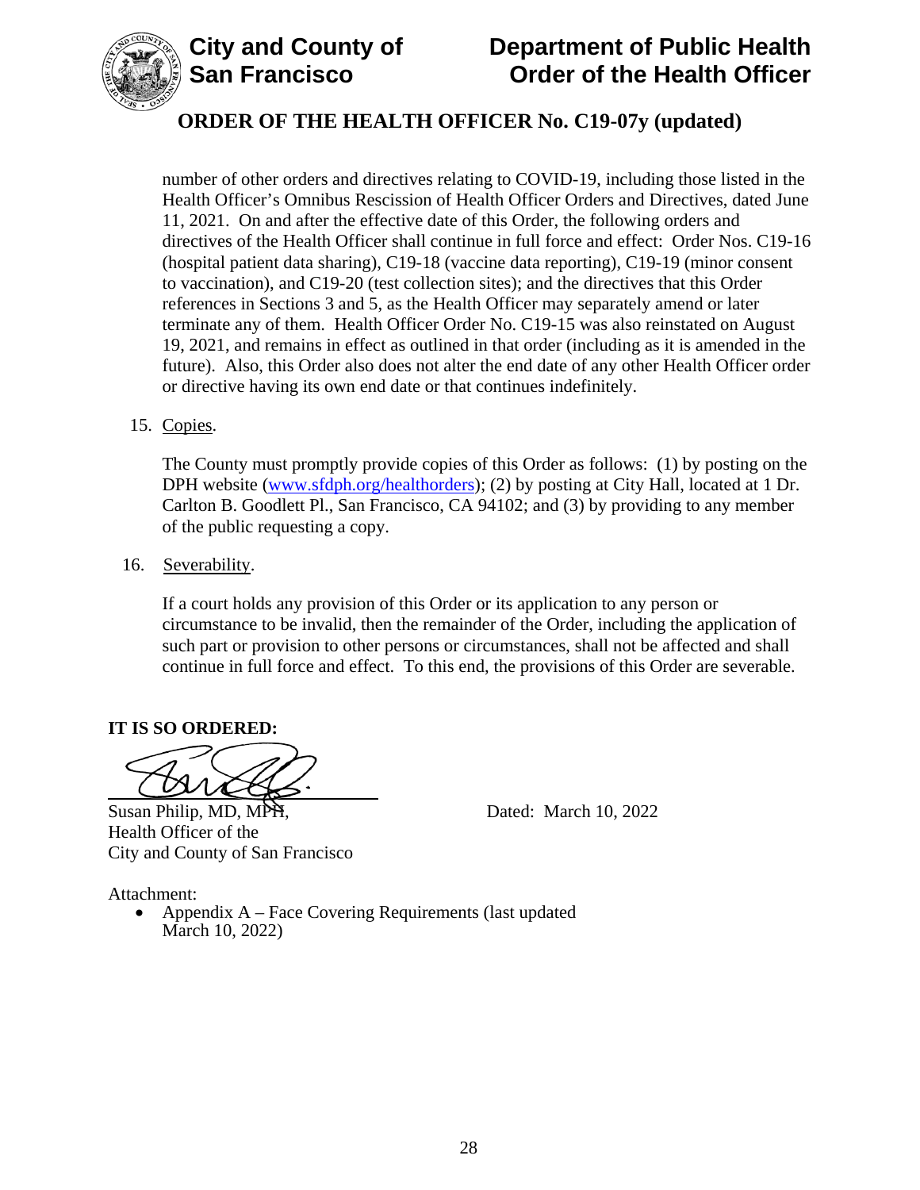number of other orders and directives relating to COVID-19, including those listed in the Health Officer's Omnibus Rescission of Health Officer Orders and Directives, dated June 11, 2021. On and after the effective date of this Order, the following orders and directives of the Health Officer shall continue in full force and effect: Order Nos. C19-16 (hospital patient data sharing), C19-18 (vaccine data reporting), C19-19 (minor consent to vaccination), and C19-20 (test collection sites); and the directives that this Order references in Sections 3 and 5, as the Health Officer may separately amend or later terminate any of them. Health Officer Order No. C19-15 was also reinstated on August 19, 2021, and remains in effect as outlined in that order (including as it is amended in the future). Also, this Order also does not alter the end date of any other Health Officer order or directive having its own end date or that continues indefinitely.

15. Copies.

The County must promptly provide copies of this Order as follows: (1) by posting on the DPH website (www.sfdph.org/healthorders); (2) by posting at City Hall, located at 1 Dr. Carlton B. Goodlett Pl., San Francisco, CA 94102; and (3) by providing to any member of the public requesting a copy.

16. Severability.

If a court holds any provision of this Order or its application to any person or circumstance to be invalid, then the remainder of the Order, including the application of such part or provision to other persons or circumstances, shall not be affected and shall continue in full force and effect. To this end, the provisions of this Order are severable.

**IT IS SO ORDERED:**

Susan Philip, MD, MPH,
Health Officer of the
City and County of San Francisco

Dated: March 10, 2022

Attachment:

- Appendix A – Face Covering Requirements (last updated March 10, 2022)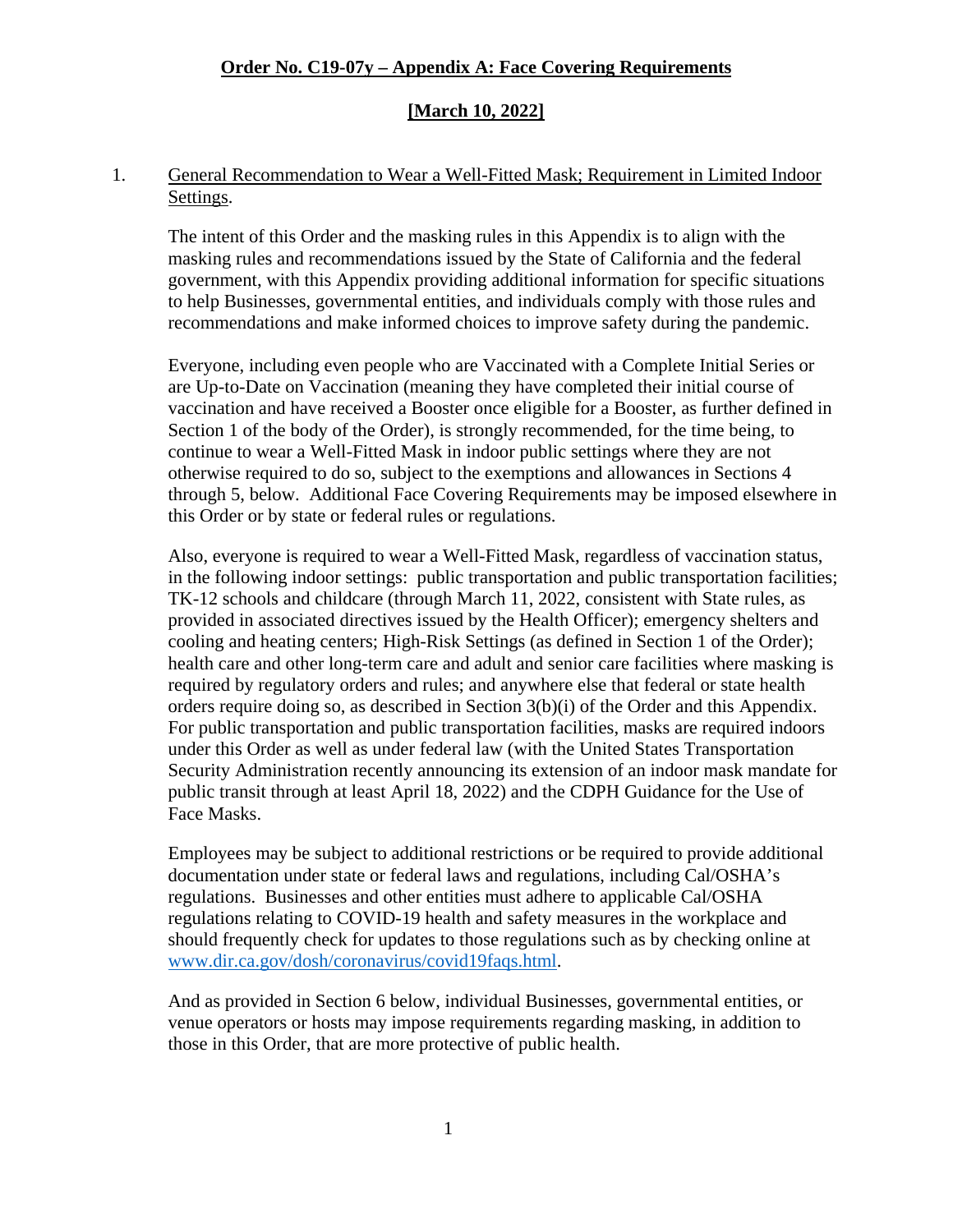**Order No. C19-07y – Appendix A: Face Covering Requirements**

**[March 10, 2022]**

1. General Recommendation to Wear a Well-Fitted Mask; Requirement in Limited Indoor Settings.

   The intent of this Order and the masking rules in this Appendix is to align with the masking rules and recommendations issued by the State of California and the federal government, with this Appendix providing additional information for specific situations to help Businesses, governmental entities, and individuals comply with those rules and recommendations and make informed choices to improve safety during the pandemic.

   Everyone, including even people who are Vaccinated with a Complete Initial Series or are Up-to-Date on Vaccination (meaning they have completed their initial course of vaccination and have received a Booster once eligible for a Booster, as further defined in Section 1 of the body of the Order), is strongly recommended, for the time being, to continue to wear a Well-Fitted Mask in indoor public settings where they are not otherwise required to do so, subject to the exemptions and allowances in Sections 4 through 5, below. Additional Face Covering Requirements may be imposed elsewhere in this Order or by state or federal rules or regulations.

   Also, everyone is required to wear a Well-Fitted Mask, regardless of vaccination status, in the following indoor settings: public transportation and public transportation facilities; TK-12 schools and childcare (through March 11, 2022, consistent with State rules, as provided in associated directives issued by the Health Officer); emergency shelters and cooling and heating centers; High-Risk Settings (as defined in Section 1 of the Order); health care and other long-term care and adult and senior care facilities where masking is required by regulatory orders and rules; and anywhere else that federal or state health orders require doing so, as described in Section 3(b)(i) of the Order and this Appendix. For public transportation and public transportation facilities, masks are required indoors under this Order as well as under federal law (with the United States Transportation Security Administration recently announcing its extension of an indoor mask mandate for public transit through at least April 18, 2022) and the CDPH Guidance for the Use of Face Masks.

   Employees may be subject to additional restrictions or be required to provide additional documentation under state or federal laws and regulations, including Cal/OSHA's regulations. Businesses and other entities must adhere to applicable Cal/OSHA regulations relating to COVID-19 health and safety measures in the workplace and should frequently check for updates to those regulations such as by checking online at www.dir.ca.gov/dosh/coronavirus/covid19faqs.html.

   And as provided in Section 6 below, individual Businesses, governmental entities, or venue operators or hosts may impose requirements regarding masking, in addition to those in this Order, that are more protective of public health.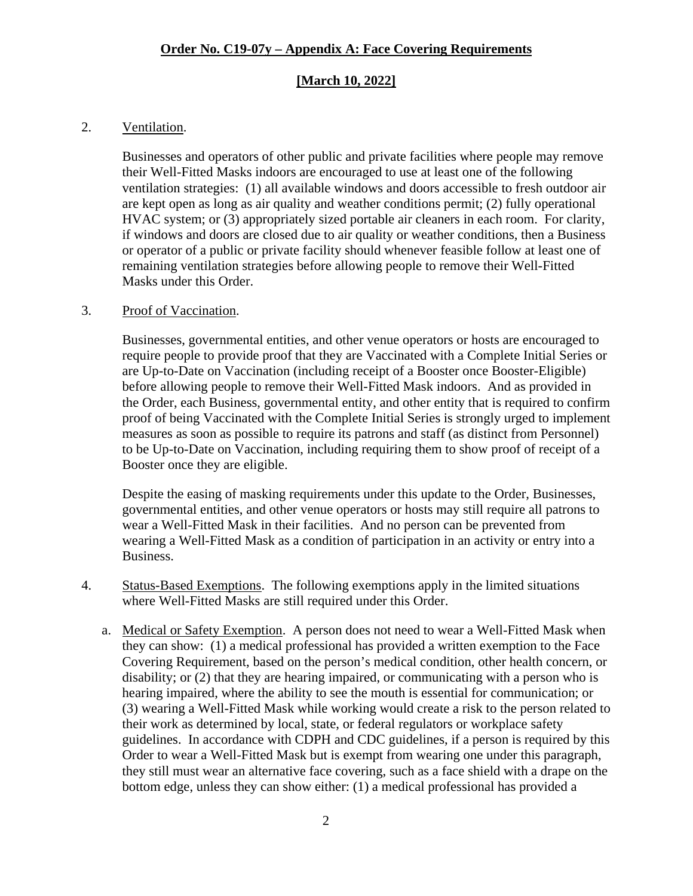**Order No. C19-07y – Appendix A: Face Covering Requirements**

**[March 10, 2022]**

2. Ventilation.

   Businesses and operators of other public and private facilities where people may remove their Well-Fitted Masks indoors are encouraged to use at least one of the following ventilation strategies: (1) all available windows and doors accessible to fresh outdoor air are kept open as long as air quality and weather conditions permit; (2) fully operational HVAC system; or (3) appropriately sized portable air cleaners in each room. For clarity, if windows and doors are closed due to air quality or weather conditions, then a Business or operator of a public or private facility should whenever feasible follow at least one of remaining ventilation strategies before allowing people to remove their Well-Fitted Masks under this Order.

3. Proof of Vaccination.

   Businesses, governmental entities, and other venue operators or hosts are encouraged to require people to provide proof that they are Vaccinated with a Complete Initial Series or are Up-to-Date on Vaccination (including receipt of a Booster once Booster-Eligible) before allowing people to remove their Well-Fitted Mask indoors. And as provided in the Order, each Business, governmental entity, and other entity that is required to confirm proof of being Vaccinated with the Complete Initial Series is strongly urged to implement measures as soon as possible to require its patrons and staff (as distinct from Personnel) to be Up-to-Date on Vaccination, including requiring them to show proof of receipt of a Booster once they are eligible.

   Despite the easing of masking requirements under this update to the Order, Businesses, governmental entities, and other venue operators or hosts may still require all patrons to wear a Well-Fitted Mask in their facilities. And no person can be prevented from wearing a Well-Fitted Mask as a condition of participation in an activity or entry into a Business.

4. Status-Based Exemptions. The following exemptions apply in the limited situations where Well-Fitted Masks are still required under this Order.

   a. Medical or Safety Exemption. A person does not need to wear a Well-Fitted Mask when they can show: (1) a medical professional has provided a written exemption to the Face Covering Requirement, based on the person's medical condition, other health concern, or disability; or (2) that they are hearing impaired, or communicating with a person who is hearing impaired, where the ability to see the mouth is essential for communication; or (3) wearing a Well-Fitted Mask while working would create a risk to the person related to their work as determined by local, state, or federal regulators or workplace safety guidelines. In accordance with CDPH and CDC guidelines, if a person is required by this Order to wear a Well-Fitted Mask but is exempt from wearing one under this paragraph, they still must wear an alternative face covering, such as a face shield with a drape on the bottom edge, unless they can show either: (1) a medical professional has provided a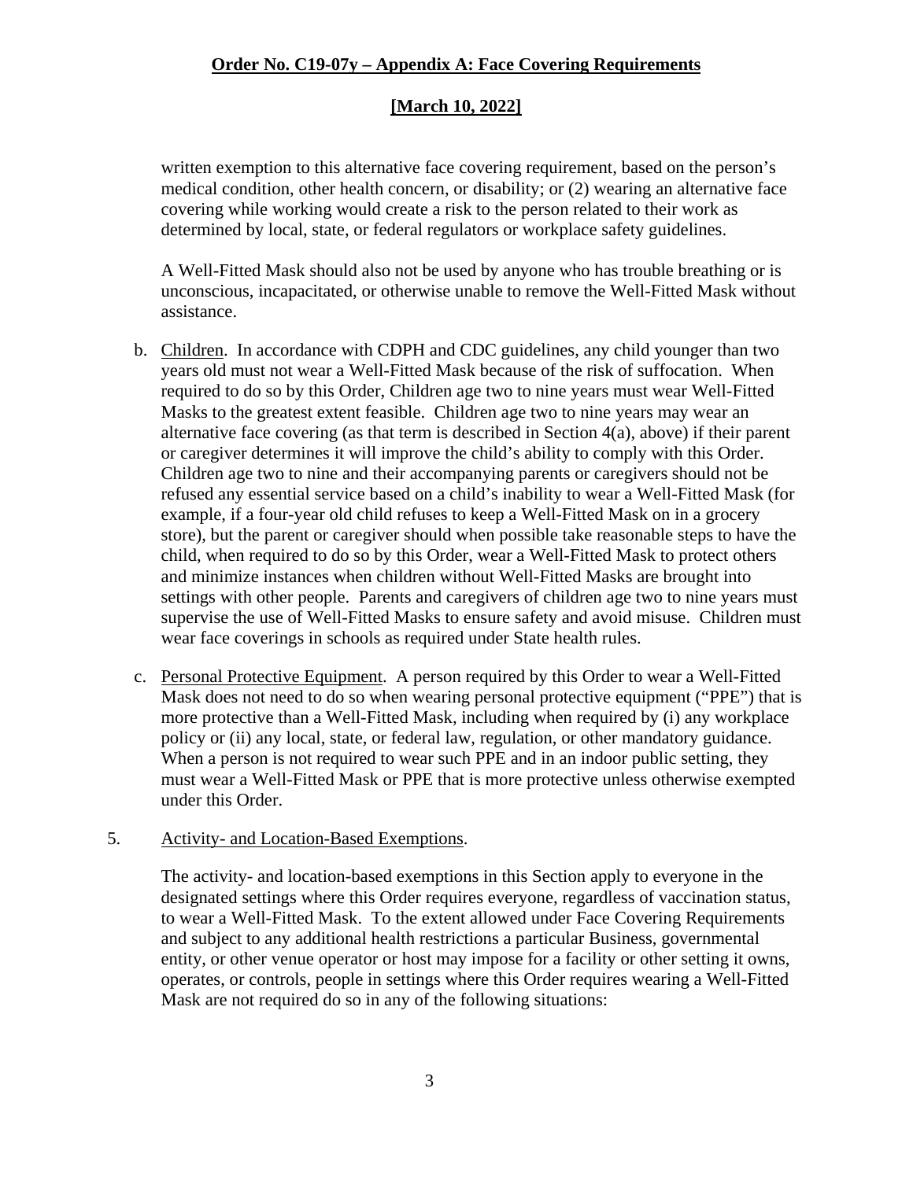written exemption to this alternative face covering requirement, based on the person's medical condition, other health concern, or disability; or (2) wearing an alternative face covering while working would create a risk to the person related to their work as determined by local, state, or federal regulators or workplace safety guidelines.

A Well-Fitted Mask should also not be used by anyone who has trouble breathing or is unconscious, incapacitated, or otherwise unable to remove the Well-Fitted Mask without assistance.

b. Children. In accordance with CDPH and CDC guidelines, any child younger than two years old must not wear a Well-Fitted Mask because of the risk of suffocation. When required to do so by this Order, Children age two to nine years must wear Well-Fitted Masks to the greatest extent feasible. Children age two to nine years may wear an alternative face covering (as that term is described in Section 4(a), above) if their parent or caregiver determines it will improve the child's ability to comply with this Order. Children age two to nine and their accompanying parents or caregivers should not be refused any essential service based on a child's inability to wear a Well-Fitted Mask (for example, if a four-year old child refuses to keep a Well-Fitted Mask on in a grocery store), but the parent or caregiver should when possible take reasonable steps to have the child, when required to do so by this Order, wear a Well-Fitted Mask to protect others and minimize instances when children without Well-Fitted Masks are brought into settings with other people. Parents and caregivers of children age two to nine years must supervise the use of Well-Fitted Masks to ensure safety and avoid misuse. Children must wear face coverings in schools as required under State health rules.

c. Personal Protective Equipment. A person required by this Order to wear a Well-Fitted Mask does not need to do so when wearing personal protective equipment ("PPE") that is more protective than a Well-Fitted Mask, including when required by (i) any workplace policy or (ii) any local, state, or federal law, regulation, or other mandatory guidance. When a person is not required to wear such PPE and in an indoor public setting, they must wear a Well-Fitted Mask or PPE that is more protective unless otherwise exempted under this Order.

5. Activity- and Location-Based Exemptions.

The activity- and location-based exemptions in this Section apply to everyone in the designated settings where this Order requires everyone, regardless of vaccination status, to wear a Well-Fitted Mask. To the extent allowed under Face Covering Requirements and subject to any additional health restrictions a particular Business, governmental entity, or other venue operator or host may impose for a facility or other setting it owns, operates, or controls, people in settings where this Order requires wearing a Well-Fitted Mask are not required do so in any of the following situations: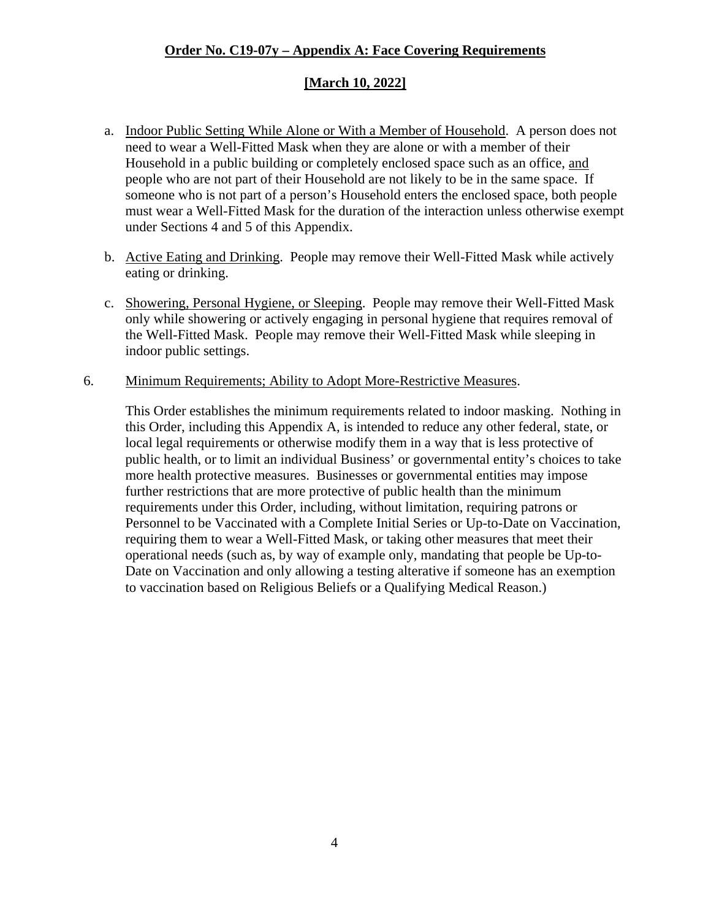**Order No. C19-07y – Appendix A: Face Covering Requirements**

**[March 10, 2022]**

a. Indoor Public Setting While Alone or With a Member of Household. A person does not need to wear a Well-Fitted Mask when they are alone or with a member of their Household in a public building or completely enclosed space such as an office, and people who are not part of their Household are not likely to be in the same space. If someone who is not part of a person's Household enters the enclosed space, both people must wear a Well-Fitted Mask for the duration of the interaction unless otherwise exempt under Sections 4 and 5 of this Appendix.

b. Active Eating and Drinking. People may remove their Well-Fitted Mask while actively eating or drinking.

c. Showering, Personal Hygiene, or Sleeping. People may remove their Well-Fitted Mask only while showering or actively engaging in personal hygiene that requires removal of the Well-Fitted Mask. People may remove their Well-Fitted Mask while sleeping in indoor public settings.

6. Minimum Requirements; Ability to Adopt More-Restrictive Measures.

This Order establishes the minimum requirements related to indoor masking. Nothing in this Order, including this Appendix A, is intended to reduce any other federal, state, or local legal requirements or otherwise modify them in a way that is less protective of public health, or to limit an individual Business' or governmental entity's choices to take more health protective measures. Businesses or governmental entities may impose further restrictions that are more protective of public health than the minimum requirements under this Order, including, without limitation, requiring patrons or Personnel to be Vaccinated with a Complete Initial Series or Up-to-Date on Vaccination, requiring them to wear a Well-Fitted Mask, or taking other measures that meet their operational needs (such as, by way of example only, mandating that people be Up-to-Date on Vaccination and only allowing a testing alterative if someone has an exemption to vaccination based on Religious Beliefs or a Qualifying Medical Reason.)